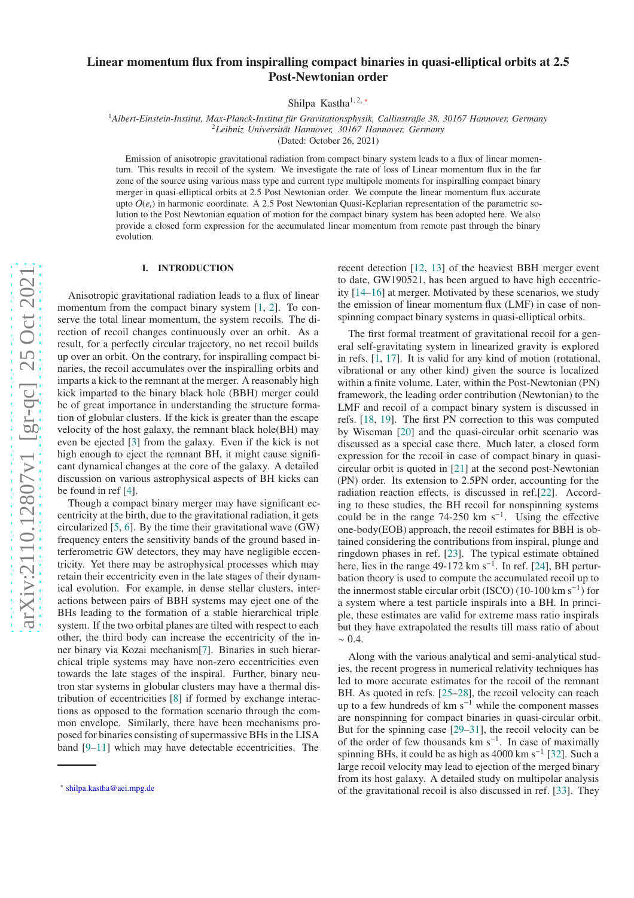# Linear momentum flux from inspiralling compact binaries in quasi-elliptical orbits at 2.5 Post-Newtonian order

Shilpa Kastha[1, 2, *]

[1]*Albert-Einstein-Institut, Max-Planck-Institut für Gravitationsphysik, Callinstraße 38, 30167 Hannover, Germany*
[2]*Leibniz Universität Hannover, 30167 Hannover, Germany*
(Dated: October 26, 2021)

Emission of anisotropic gravitational radiation from compact binary system leads to a flux of linear momentum. This results in recoil of the system. We investigate the rate of loss of Linear momentum flux in the far zone of the source using various mass type and current type multipole moments for inspiralling compact binary merger in quasi-elliptical orbits at 2.5 Post Newtonian order. We compute the linear momentum flux accurate upto $O(e_t)$ in harmonic coordinate. A 2.5 Post Newtonian Quasi-Keplarian representation of the parametric solution to the Post Newtonian equation of motion for the compact binary system has been adopted here. We also provide a closed form expression for the accumulated linear momentum from remote past through the binary evolution.

## I. INTRODUCTION

Anisotropic gravitational radiation leads to a flux of linear momentum from the compact binary system [1, 2]. To conserve the total linear momentum, the system recoils. The direction of recoil changes continuously over an orbit. As a result, for a perfectly circular trajectory, no net recoil builds up over an orbit. On the contrary, for inspiralling compact binaries, the recoil accumulates over the inspiralling orbits and imparts a kick to the remnant at the merger. A reasonably high kick imparted to the binary black hole (BBH) merger could be of great importance in understanding the structure formation of globular clusters. If the kick is greater than the escape velocity of the host galaxy, the remnant black hole(BH) may even be ejected [3] from the galaxy. Even if the kick is not high enough to eject the remnant BH, it might cause significant dynamical changes at the core of the galaxy. A detailed discussion on various astrophysical aspects of BH kicks can be found in ref [4].

Though a compact binary merger may have significant eccentricity at the birth, due to the gravitational radiation, it gets circularized [5, 6]. By the time their gravitational wave (GW) frequency enters the sensitivity bands of the ground based interferometric GW detectors, they may have negligible eccentricity. Yet there may be astrophysical processes which may retain their eccentricity even in the late stages of their dynamical evolution. For example, in dense stellar clusters, interactions between pairs of BBH systems may eject one of the BHs leading to the formation of a stable hierarchical triple system. If the two orbital planes are tilted with respect to each other, the third body can increase the eccentricity of the inner binary via Kozai mechanism[7]. Binaries in such hierarchical triple systems may have non-zero eccentricities even towards the late stages of the inspiral. Further, binary neutron star systems in globular clusters may have a thermal distribution of eccentricities [8] if formed by exchange interactions as opposed to the formation scenario through the common envelope. Similarly, there have been mechanisms proposed for binaries consisting of supermassive BHs in the LISA band [9–11] which may have detectable eccentricities. The recent detection [12, 13] of the heaviest BBH merger event to date, GW190521, has been argued to have high eccentricity [14–16] at merger. Motivated by these scenarios, we study the emission of linear momentum flux in case of nonspinning compact binary systems in quasi-elliptical orbits.

The first formal treatment of gravitational recoil for a general self-gravitating system in linearized gravity is explored in refs. [1, 17]. It is valid for any kind of motion (rotational, vibrational or any other kind) given the source is localized within a finite volume. Later, within the Post-Newtonian (PN) framework, the leading order contribution (Newtonian) to the LMF and recoil of a compact binary system is discussed in refs. [18, 19]. The first PN correction to this was computed by Wiseman [20] and the quasi-circular orbit scenario was discussed as a special case there. Much later, a closed form expression for the recoil in case of compact binary in quasi-circular orbit is quoted in [21] at the second post-Newtonian (PN) order. Its extension to 2.5PN order, accounting for the radiation reaction effects, is discussed in ref.[22]. According to these studies, the BH recoil for nonspinning systems could be in the range 74-250 km s$^{-1}$. Using the effective one-body(EOB) approach, the recoil estimates for BBH is obtained considering the contributions from inspiral, plunge and ringdown phases in ref. [23]. The typical estimate obtained here, lies in the range 49-172 km s$^{-1}$. In ref. [24], BH perturbation theory is used to compute the accumulated recoil up to the innermost stable circular orbit (ISCO) (10-100 km s$^{-1}$) for a system where a test particle inspirals into a BH. In principle, these estimates are valid for extreme mass ratio inspirals but they have extrapolated the results till mass ratio of about $\sim 0.4$.

Along with the various analytical and semi-analytical studies, the recent progress in numerical relativity techniques has led to more accurate estimates for the recoil of the remnant BH. As quoted in refs. [25–28], the recoil velocity can reach up to a few hundreds of km s$^{-1}$ while the component masses are nonspinning for compact binaries in quasi-circular orbit. But for the spinning case [29–31], the recoil velocity can be of the order of few thousands km s$^{-1}$. In case of maximally spinning BHs, it could be as high as 4000 km s$^{-1}$ [32]. Such a large recoil velocity may lead to ejection of the merged binary from its host galaxy. A detailed study on multipolar analysis of the gravitational recoil is also discussed in ref. [33]. They

* shilpa.kastha@aei.mpg.de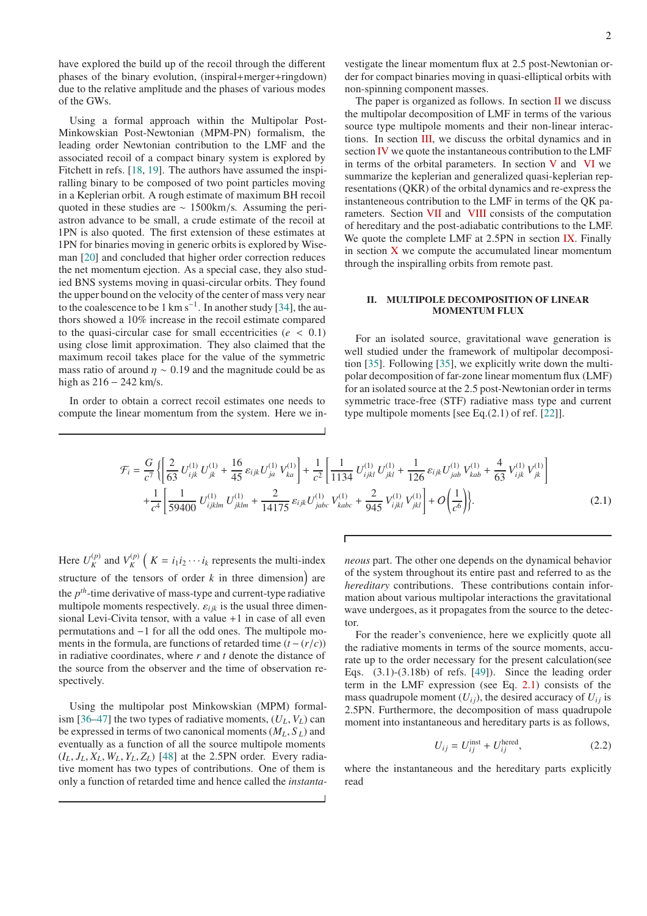have explored the build up of the recoil through the different phases of the binary evolution, (inspiral+merger+ringdown) due to the relative amplitude and the phases of various modes of the GWs.

Using a formal approach within the Multipolar Post-Minkowskian Post-Newtonian (MPM-PN) formalism, the leading order Newtonian contribution to the LMF and the associated recoil of a compact binary system is explored by Fitchett in refs. [18, 19]. The authors have assumed the inspiralling binary to be composed of two point particles moving in a Keplerian orbit. A rough estimate of maximum BH recoil quoted in these studies are $\sim$ 1500km/s. Assuming the periastron advance to be small, a crude estimate of the recoil at 1PN is also quoted. The first extension of these estimates at 1PN for binaries moving in generic orbits is explored by Wiseman [20] and concluded that higher order correction reduces the net momentum ejection. As a special case, they also studied BNS systems moving in quasi-circular orbits. They found the upper bound on the velocity of the center of mass very near to the coalescence to be 1 km s$^{-1}$. In another study [34], the authors showed a 10% increase in the recoil estimate compared to the quasi-circular case for small eccentricities ($e < 0.1$) using close limit approximation. They also claimed that the maximum recoil takes place for the value of the symmetric mass ratio of around $\eta \sim 0.19$ and the magnitude could be as high as $216 - 242$ km/s.

In order to obtain a correct recoil estimates one needs to compute the linear momentum from the system. Here we investigate the linear momentum flux at 2.5 post-Newtonian order for compact binaries moving in quasi-elliptical orbits with non-spinning component masses.

The paper is organized as follows. In section II we discuss the multipolar decomposition of LMF in terms of the various source type multipole moments and their non-linear interactions. In section III, we discuss the orbital dynamics and in section IV we quote the instantaneous contribution to the LMF in terms of the orbital parameters. In section V and VI we summarize the keplerian and generalized quasi-keplerian representations (QKR) of the orbital dynamics and re-express the instantaneous contribution to the LMF in terms of the QK parameters. Section VII and VIII consists of the computation of hereditary and the post-adiabatic contributions to the LMF. We quote the complete LMF at 2.5PN in section IX. Finally in section X we compute the accumulated linear momentum through the inspiralling orbits from remote past.

## II. MULTIPOLE DECOMPOSITION OF LINEAR MOMENTUM FLUX

For an isolated source, gravitational wave generation is well studied under the framework of multipolar decomposition [35]. Following [35], we explicitly write down the multipolar decomposition of far-zone linear momentum flux (LMF) for an isolated source at the 2.5 post-Newtonian order in terms symmetric trace-free (STF) radiative mass type and current type multipole moments [see Eq.(2.1) of ref. [22]].

$$
\begin{aligned}
\mathcal{F}_i = \frac{G}{c^7}\Bigg\{&\left[\frac{2}{63}\,U^{(1)}_{ijk}\,U^{(1)}_{jk} + \frac{16}{45}\,\varepsilon_{ijk}U^{(1)}_{ja}\,V^{(1)}_{ka}\right] + \frac{1}{c^2}\left[\frac{1}{1134}\,U^{(1)}_{ijkl}\,U^{(1)}_{jkl} + \frac{1}{126}\,\varepsilon_{ijk}U^{(1)}_{jab}\,V^{(1)}_{kab} + \frac{4}{63}\,V^{(1)}_{ijk}\,V^{(1)}_{jk}\right] \\
&+\frac{1}{c^4}\left[\frac{1}{59400}\,U^{(1)}_{ijklm}\,U^{(1)}_{jklm} + \frac{2}{14175}\,\varepsilon_{ijk}U^{(1)}_{jabc}\,V^{(1)}_{kabc} + \frac{2}{945}\,V^{(1)}_{ijkl}\,V^{(1)}_{jkl}\right] + O\left(\frac{1}{c^6}\right)\Bigg\}.
\end{aligned} \tag{2.1}
$$

Here $U^{(p)}_K$ and $V^{(p)}_K$ $\big(K = i_1 i_2 \cdots i_k$ represents the multi-index structure of the tensors of order $k$ in three dimension$\big)$ are the $p^{th}$-time derivative of mass-type and current-type radiative multipole moments respectively. $\varepsilon_{ijk}$ is the usual three dimensional Levi-Civita tensor, with a value $+1$ in case of all even permutations and $-1$ for all the odd ones. The multipole moments in the formula, are functions of retarded time $(t - (r/c))$ in radiative coordinates, where $r$ and $t$ denote the distance of the source from the observer and the time of observation respectively.

Using the multipolar post Minkowskian (MPM) formalism [36–47] the two types of radiative moments, $(U_L, V_L)$ can be expressed in terms of two canonical moments $(M_L, S_L)$ and eventually as a function of all the source multipole moments $(I_L, J_L, X_L, W_L, Y_L, Z_L)$ [48] at the 2.5PN order. Every radiative moment has two types of contributions. One of them is only a function of retarded time and hence called the *instantaneous* part. The other one depends on the dynamical behavior of the system throughout its entire past and referred to as the *hereditary* contributions. These contributions contain information about various multipolar interactions the gravitational wave undergoes, as it propagates from the source to the detector.

For the reader's convenience, here we explicitly quote all the radiative moments in terms of the source moments, accurate up to the order necessary for the present calculation(see Eqs. (3.1)-(3.18b) of refs. [49]). Since the leading order term in the LMF expression (see Eq. 2.1) consists of the mass quadrupole moment $(U_{ij})$, the desired accuracy of $U_{ij}$ is 2.5PN. Furthermore, the decomposition of mass quadrupole moment into instantaneous and hereditary parts is as follows,

$$
U_{ij} = U^{\rm inst}_{ij} + U^{\rm hered}_{ij}, \tag{2.2}
$$

where the instantaneous and the hereditary parts explicitly read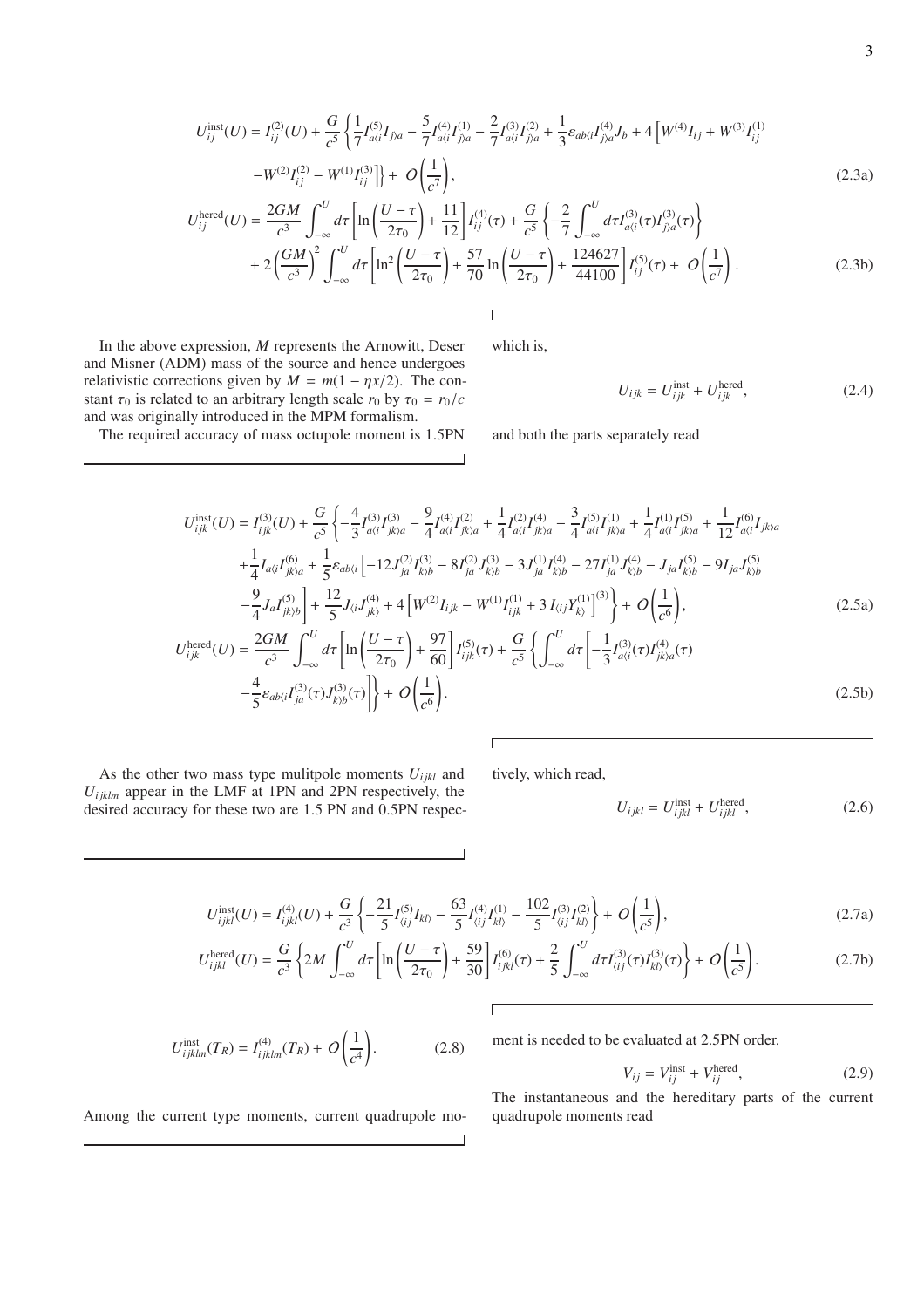$$U^{\rm inst}_{ij}(U) = I^{(2)}_{ij}(U) + \frac{G}{c^5}\left\{\frac{1}{7}I^{(5)}_{a\langle i}I_{j\rangle a} - \frac{5}{7}I^{(4)}_{a\langle i}I^{(1)}_{j\rangle a} - \frac{2}{7}I^{(3)}_{a\langle i}I^{(2)}_{j\rangle a} + \frac{1}{3}\varepsilon_{ab\langle i}I^{(4)}_{j\rangle a}J_b + 4\left[W^{(4)}I_{ij} + W^{(3)}I^{(1)}_{ij}\right.\right.$$
$$\left.\left. - W^{(2)}I^{(2)}_{ij} - W^{(1)}I^{(3)}_{ij}\right]\right\} + \mathcal{O}\left(\frac{1}{c^7}\right), \tag{2.3a}$$

$$U^{\rm hered}_{ij}(U) = \frac{2GM}{c^3}\int_{-\infty}^{U} d\tau\left[\ln\left(\frac{U-\tau}{2\tau_0}\right) + \frac{11}{12}\right]I^{(4)}_{ij}(\tau) + \frac{G}{c^5}\left\{-\frac{2}{7}\int_{-\infty}^{U} d\tau I^{(3)}_{a\langle i}(\tau)I^{(3)}_{j\rangle a}(\tau)\right\}$$
$$+ 2\left(\frac{GM}{c^3}\right)^2\int_{-\infty}^{U} d\tau\left[\ln^2\left(\frac{U-\tau}{2\tau_0}\right) + \frac{57}{70}\ln\left(\frac{U-\tau}{2\tau_0}\right) + \frac{124627}{44100}\right]I^{(5)}_{ij}(\tau) + \mathcal{O}\left(\frac{1}{c^7}\right). \tag{2.3b}$$

In the above expression, $M$ represents the Arnowitt, Deser and Misner (ADM) mass of the source and hence undergoes relativistic corrections given by $M = m(1 - \eta x/2)$. The constant $\tau_0$ is related to an arbitrary length scale $r_0$ by $\tau_0 = r_0/c$ and was originally introduced in the MPM formalism.

The required accuracy of mass octupole moment is 1.5PN which is,

$$U_{ijk} = U^{\rm inst}_{ijk} + U^{\rm hered}_{ijk}, \tag{2.4}$$

and both the parts separately read

$$U^{\rm inst}_{ijk}(U) = I^{(3)}_{ijk}(U) + \frac{G}{c^5}\left\{-\frac{4}{3}I^{(3)}_{a\langle i}I^{(3)}_{jk\rangle a} - \frac{9}{4}I^{(4)}_{a\langle i}I^{(2)}_{jk\rangle a} + \frac{1}{4}I^{(2)}_{a\langle i}I^{(4)}_{jk\rangle a} - \frac{3}{4}I^{(5)}_{a\langle i}I^{(1)}_{jk\rangle a} + \frac{1}{4}I^{(1)}_{a\langle i}I^{(5)}_{jk\rangle a} + \frac{1}{12}I^{(6)}_{a\langle i}I_{jk\rangle a}\right.$$
$$+\frac{1}{4}I_{a\langle i}I^{(6)}_{jk\rangle a} + \frac{1}{5}\varepsilon_{ab\langle i}\left[-12J^{(2)}_{ja}I^{(3)}_{k\rangle b} - 8I^{(2)}_{ja}J^{(3)}_{k\rangle b} - 3J^{(1)}_{ja}I^{(4)}_{k\rangle b} - 27I^{(1)}_{ja}J^{(4)}_{k\rangle b} - J_{ja}I^{(5)}_{k\rangle b} - 9I_{ja}J^{(5)}_{k\rangle b}\right.$$
$$\left.\left.-\frac{9}{4}J_aI^{(5)}_{jk\rangle b}\right] + \frac{12}{5}J_{\langle i}J^{(4)}_{jk\rangle} + 4\left[W^{(2)}I_{ijk} - W^{(1)}I^{(1)}_{ijk} + 3\,I_{\langle ij}Y^{(1)}_{k\rangle}\right]^{(3)}\right\} + \mathcal{O}\left(\frac{1}{c^6}\right), \tag{2.5a}$$

$$U^{\rm hered}_{ijk}(U) = \frac{2GM}{c^3}\int_{-\infty}^{U} d\tau\left[\ln\left(\frac{U-\tau}{2\tau_0}\right) + \frac{97}{60}\right]I^{(5)}_{ijk}(\tau) + \frac{G}{c^5}\left\{\int_{-\infty}^{U} d\tau\left[-\frac{1}{3}I^{(3)}_{a\langle i}(\tau)I^{(4)}_{jk\rangle a}(\tau)\right.\right.$$
$$\left.\left.-\frac{4}{5}\varepsilon_{ab\langle i}I^{(3)}_{ja}(\tau)J^{(3)}_{k\rangle b}(\tau)\right]\right\} + \mathcal{O}\left(\frac{1}{c^6}\right). \tag{2.5b}$$

As the other two mass type mulitpole moments $U_{ijkl}$ and $U_{ijklm}$ appear in the LMF at 1PN and 2PN respectively, the desired accuracy for these two are 1.5 PN and 0.5PN respectively, which read,

$$U_{ijkl} = U^{\rm inst}_{ijkl} + U^{\rm hered}_{ijkl}, \tag{2.6}$$

$$U^{\rm inst}_{ijkl}(U) = I^{(4)}_{ijkl}(U) + \frac{G}{c^3}\left\{-\frac{21}{5}I^{(5)}_{\langle ij}I_{kl\rangle} - \frac{63}{5}I^{(4)}_{\langle ij}I^{(1)}_{kl\rangle} - \frac{102}{5}I^{(3)}_{\langle ij}I^{(2)}_{kl\rangle}\right\} + \mathcal{O}\left(\frac{1}{c^5}\right), \tag{2.7a}$$

$$U^{\rm hered}_{ijkl}(U) = \frac{G}{c^3}\left\{2M\int_{-\infty}^{U} d\tau\left[\ln\left(\frac{U-\tau}{2\tau_0}\right) + \frac{59}{30}\right]I^{(6)}_{ijkl}(\tau) + \frac{2}{5}\int_{-\infty}^{U} d\tau I^{(3)}_{\langle ij}(\tau)I^{(3)}_{kl\rangle}(\tau)\right\} + \mathcal{O}\left(\frac{1}{c^5}\right). \tag{2.7b}$$

$$U^{\rm inst}_{ijklm}(T_R) = I^{(4)}_{ijklm}(T_R) + \mathcal{O}\left(\frac{1}{c^4}\right). \tag{2.8}$$

Among the current type moments, current quadrupole moment is needed to be evaluated at 2.5PN order.

$$V_{ij} = V^{\rm inst}_{ij} + V^{\rm hered}_{ij}, \tag{2.9}$$

The instantaneous and the hereditary parts of the current quadrupole moments read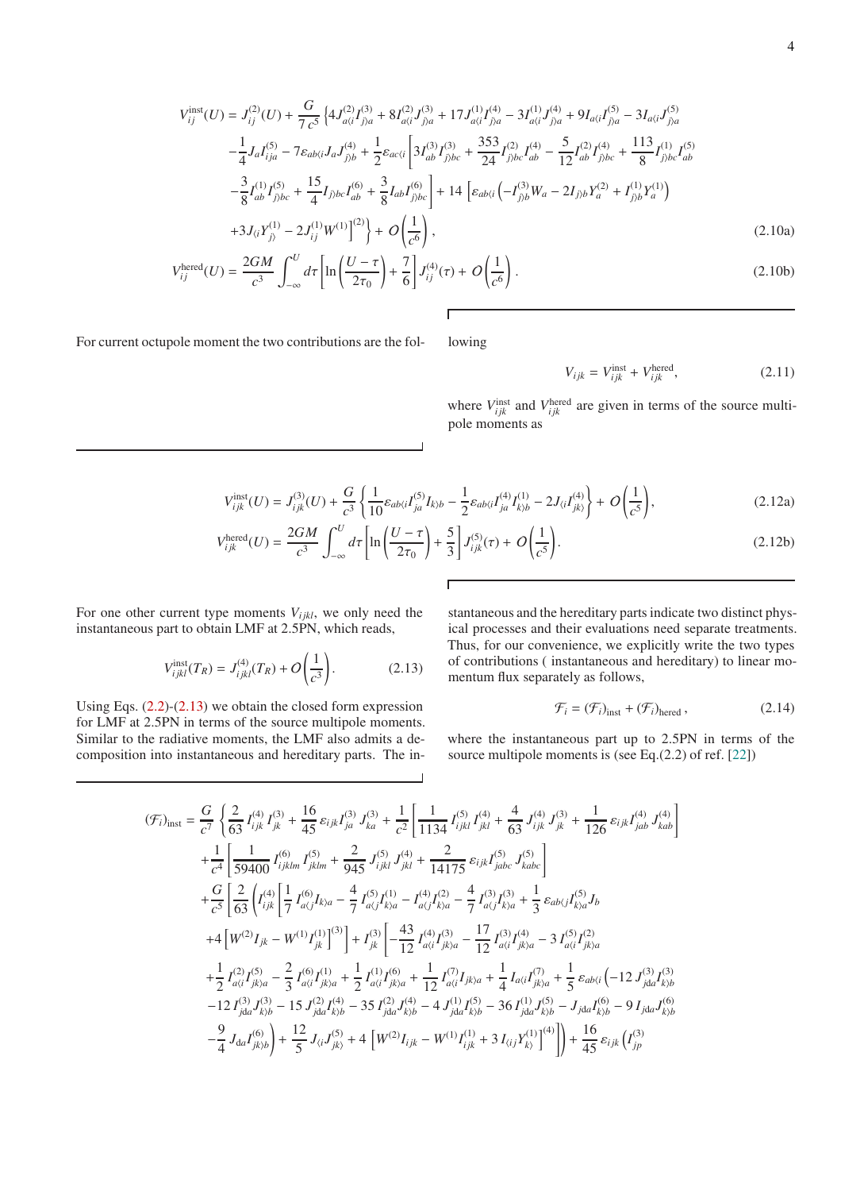$$
\begin{aligned}
V_{ij}^{\rm inst}(U) = J_{ij}^{(2)}(U) + \frac{G}{7\,c^5}\Big\{&4J_{a\langle i}^{(2)}I_{j\rangle a}^{(3)} + 8I_{a\langle i}^{(2)}J_{j\rangle a}^{(3)} + 17J_{a\langle i}^{(1)}I_{j\rangle a}^{(4)} - 3I_{a\langle i}^{(1)}J_{j\rangle a}^{(4)} + 9I_{a\langle i}I_{j\rangle a}^{(5)} - 3I_{a\langle i}J_{j\rangle a}^{(5)} \\
&-\frac{1}{4}J_aI_{ija}^{(5)} - 7\varepsilon_{ab\langle i}J_aJ_{j\rangle b}^{(4)} + \frac{1}{2}\varepsilon_{ac\langle i}\Big[3I_{ab}^{(3)}I_{j\rangle bc}^{(3)} + \frac{353}{24}I_{j\rangle bc}^{(2)}I_{ab}^{(4)} - \frac{5}{12}I_{ab}^{(2)}I_{j\rangle bc}^{(4)} + \frac{113}{8}I_{j\rangle bc}^{(1)}I_{ab}^{(5)} \\
&-\frac{3}{8}I_{ab}^{(1)}I_{j\rangle bc}^{(5)} + \frac{15}{4}I_{j\rangle bc}I_{ab}^{(6)} + \frac{3}{8}I_{ab}I_{j\rangle bc}^{(6)}\Big] + 14\,\Big[\varepsilon_{ab\langle i}\Big(-I_{j\rangle b}^{(3)}W_a - 2I_{j\rangle b}Y_a^{(2)} + I_{j\rangle b}^{(1)}Y_a^{(1)}\Big) \\
&+3J_{\langle i}Y_{j\rangle}^{(1)} - 2J_{ij}^{(1)}W^{(1)}\Big]^{(2)}\Big\} + \mathcal{O}\left(\frac{1}{c^6}\right),
\end{aligned}
\tag{2.10a}
$$

$$
V_{ij}^{\rm hered}(U) = \frac{2GM}{c^3}\int_{-\infty}^{U} d\tau\left[\ln\left(\frac{U-\tau}{2\tau_0}\right) + \frac{7}{6}\right]J_{ij}^{(4)}(\tau) + \mathcal{O}\left(\frac{1}{c^6}\right).
\tag{2.10b}
$$

For current octupole moment the two contributions are the following

$$
V_{ijk} = V_{ijk}^{\rm inst} + V_{ijk}^{\rm hered},
\tag{2.11}
$$

where $V_{ijk}^{\rm inst}$ and $V_{ijk}^{\rm hered}$ are given in terms of the source multipole moments as

$$
V_{ijk}^{\rm inst}(U) = J_{ijk}^{(3)}(U) + \frac{G}{c^3}\left\{\frac{1}{10}\varepsilon_{ab\langle i}I_{ja}^{(5)}I_{k\rangle b} - \frac{1}{2}\varepsilon_{ab\langle i}I_{ja}^{(4)}I_{k\rangle b}^{(1)} - 2J_{\langle i}I_{jk\rangle}^{(4)}\right\} + \mathcal{O}\left(\frac{1}{c^5}\right),
\tag{2.12a}
$$

$$
V_{ijk}^{\rm hered}(U) = \frac{2GM}{c^3}\int_{-\infty}^{U} d\tau\left[\ln\left(\frac{U-\tau}{2\tau_0}\right) + \frac{5}{3}\right]J_{ijk}^{(5)}(\tau) + \mathcal{O}\left(\frac{1}{c^5}\right).
\tag{2.12b}
$$

For one other current type moments $V_{ijkl}$, we only need the instantaneous part to obtain LMF at 2.5PN, which reads,

$$
V_{ijkl}^{\rm inst}(T_R) = J_{ijkl}^{(4)}(T_R) + \mathcal{O}\left(\frac{1}{c^3}\right).
\tag{2.13}
$$

Using Eqs. (2.2)-(2.13) we obtain the closed form expression for LMF at 2.5PN in terms of the source multipole moments. Similar to the radiative moments, the LMF also admits a decomposition into instantaneous and hereditary parts. The instantaneous and the hereditary parts indicate two distinct physical processes and their evaluations need separate treatments. Thus, for our convenience, we explicitly write the two types of contributions ( instantaneous and hereditary) to linear momentum flux separately as follows,

$$
\mathcal{F}_i = (\mathcal{F}_i)_{\rm inst} + (\mathcal{F}_i)_{\rm hered}\,,
\tag{2.14}
$$

where the instantaneous part up to 2.5PN in terms of the source multipole moments is (see Eq.(2.2) of ref. [22])

$$
\begin{aligned}
(\mathcal{F}_i)_{\rm inst} = \frac{G}{c^7}\Bigg\{&\frac{2}{63}\,I_{ijk}^{(4)}\,I_{jk}^{(3)} + \frac{16}{45}\,\varepsilon_{ijk}I_{ja}^{(3)}\,J_{ka}^{(3)} + \frac{1}{c^2}\left[\frac{1}{1134}\,I_{ijkl}^{(5)}\,I_{jkl}^{(4)} + \frac{4}{63}\,J_{ijk}^{(4)}\,J_{jk}^{(3)} + \frac{1}{126}\,\varepsilon_{ijk}I_{jab}^{(4)}\,J_{kab}^{(4)}\right] \\
&+\frac{1}{c^4}\left[\frac{1}{59400}\,I_{ijklm}^{(6)}\,I_{jklm}^{(5)} + \frac{2}{945}\,J_{ijkl}^{(5)}\,J_{jkl}^{(4)} + \frac{2}{14175}\,\varepsilon_{ijk}I_{jabc}^{(5)}\,J_{kabc}^{(5)}\right] \\
&+\frac{G}{c^5}\Bigg[\frac{2}{63}\Bigg(I_{ijk}^{(4)}\Bigg[\frac{1}{7}\,I_{a\langle j}^{(6)}I_{k\rangle a} - \frac{4}{7}\,I_{a\langle j}^{(5)}I_{k\rangle a}^{(1)} - I_{a\langle j}^{(4)}I_{k\rangle a}^{(2)} - \frac{4}{7}\,I_{a\langle j}^{(3)}I_{k\rangle a}^{(3)} + \frac{1}{3}\,\varepsilon_{ab\langle j}I_{k\rangle a}^{(5)}J_b \\
&+4\left[W^{(2)}I_{jk} - W^{(1)}I_{jk}^{(1)}\right]^{(3)}\Bigg] + I_{jk}^{(3)}\Bigg[-\frac{43}{12}\,I_{a\langle i}^{(4)}I_{jk\rangle a}^{(3)} - \frac{17}{12}\,I_{a\langle i}^{(3)}I_{jk\rangle a}^{(4)} - 3\,I_{a\langle i}^{(5)}I_{jk\rangle a}^{(2)} \\
&+\frac{1}{2}\,I_{a\langle i}^{(2)}I_{jk\rangle a}^{(5)} - \frac{2}{3}\,I_{a\langle i}^{(6)}I_{jk\rangle a}^{(1)} + \frac{1}{2}\,I_{a\langle i}^{(1)}I_{jk\rangle a}^{(6)} + \frac{1}{12}\,I_{a\langle i}^{(7)}I_{jk\rangle a} + \frac{1}{4}\,I_{a\langle i}I_{jk\rangle a}^{(7)} + \frac{1}{5}\,\varepsilon_{ab\langle i}\Big(-12\,J_{jda}^{(3)}I_{k\rangle b}^{(3)} \\
&-12\,I_{jda}^{(3)}J_{k\rangle b}^{(3)} - 15\,J_{jda}^{(2)}I_{k\rangle b}^{(4)} - 35\,I_{jda}^{(2)}J_{k\rangle b}^{(4)} - 4\,J_{jda}^{(1)}I_{k\rangle b}^{(5)} - 36\,I_{jda}^{(1)}J_{k\rangle b}^{(5)} - J_{jda}I_{k\rangle b}^{(6)} - 9\,I_{jda}J_{k\rangle b}^{(6)} \\
&-\frac{9}{4}\,J_{da}I_{jk\rangle b}^{(6)}\Big) + \frac{12}{5}\,J_{\langle i}J_{jk\rangle}^{(5)} + 4\left[W^{(2)}I_{ijk} - W^{(1)}I_{ijk}^{(1)} + 3\,I_{\langle ij}Y_{k\rangle}^{(1)}\right]^{(4)}\Bigg]\Bigg) + \frac{16}{45}\,\varepsilon_{ijk}\Big(I_{jp}^{(3)}
\end{aligned}
$$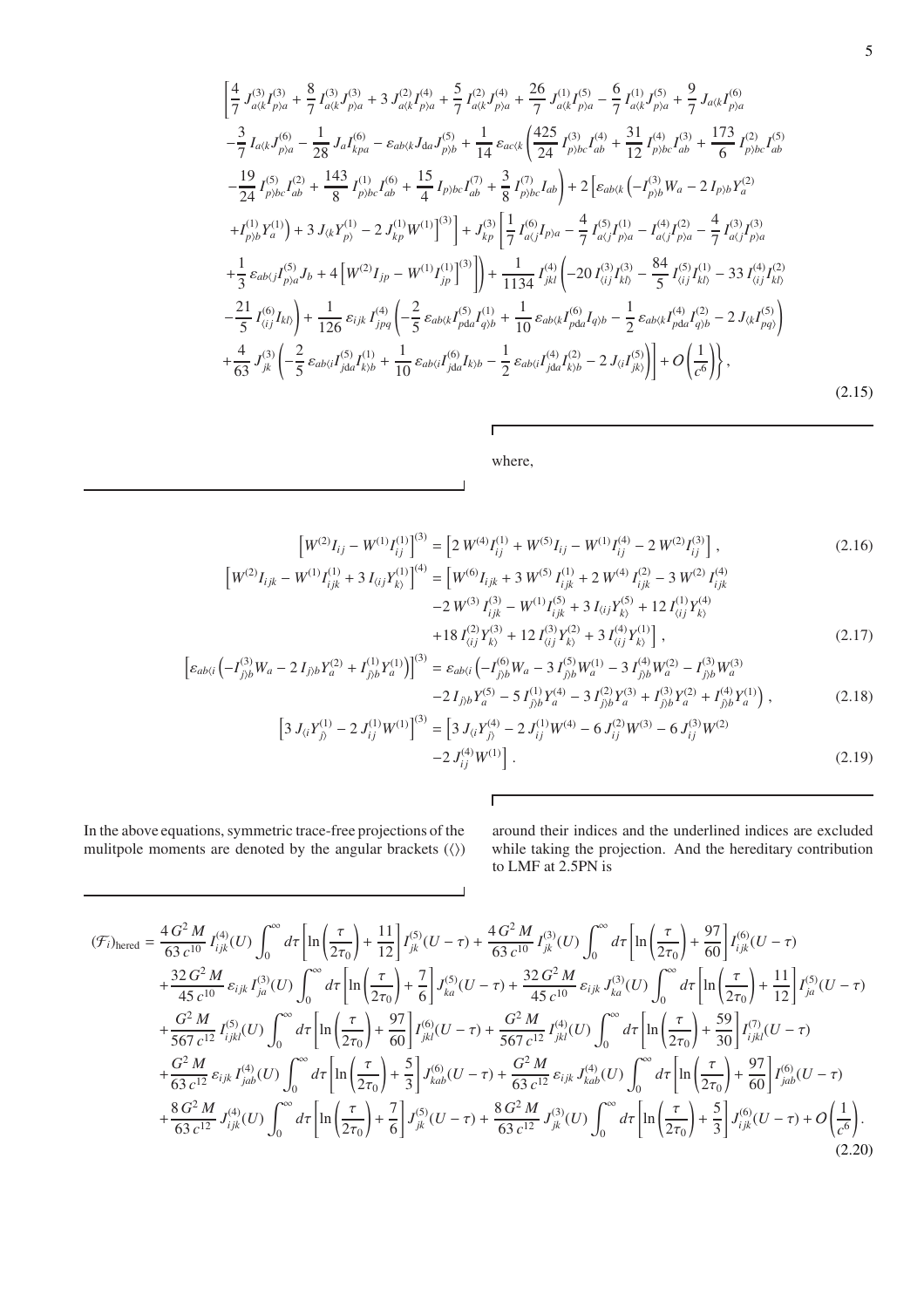$$
\left[\frac{4}{7}\,J^{(3)}_{a\langle k}I^{(3)}_{p\rangle a} + \frac{8}{7}\,I^{(3)}_{a\langle k}J^{(3)}_{p\rangle a} + 3\,J^{(2)}_{a\langle k}I^{(4)}_{p\rangle a} + \frac{5}{7}\,I^{(2)}_{a\langle k}J^{(4)}_{p\rangle a} + \frac{26}{7}\,J^{(1)}_{a\langle k}I^{(5)}_{p\rangle a} - \frac{6}{7}\,I^{(1)}_{a\langle k}J^{(5)}_{p\rangle a} + \frac{9}{7}\,J_{a\langle k}I^{(6)}_{p\rangle a}\right.
$$
$$
-\frac{3}{7}\,I_{a\langle k}J^{(6)}_{p\rangle a} - \frac{1}{28}\,J_a I^{(6)}_{kpa} - \varepsilon_{ab\langle k}J_{\underline{b}a}J^{(5)}_{p\rangle b} + \frac{1}{14}\,\varepsilon_{ac\langle k}\left(\frac{425}{24}\,I^{(3)}_{p\rangle bc}I^{(4)}_{ab} + \frac{31}{12}\,I^{(4)}_{p\rangle bc}I^{(3)}_{ab} + \frac{173}{6}\,I^{(2)}_{p\rangle bc}I^{(5)}_{ab}\right.
$$
$$
\left. -\frac{19}{24}\,I^{(5)}_{p\rangle bc}I^{(2)}_{ab} + \frac{143}{8}\,I^{(1)}_{p\rangle bc}I^{(6)}_{ab} + \frac{15}{4}\,I_{p\rangle bc}I^{(7)}_{ab} + \frac{3}{8}\,I^{(7)}_{p\rangle bc}I_{ab}\right) + 2\left[\varepsilon_{ab\langle k}\left(-I^{(3)}_{p\rangle b}W_a - 2\,I_{p\rangle b}Y^{(2)}_a\right.\right.
$$
$$
\left.\left. +I^{(1)}_{p\rangle b}Y^{(1)}_a\right) + 3\,J_{\langle k}Y^{(1)}_{p\rangle} - 2\,J^{(1)}_{kp}W^{(1)}\right]^{(3)}\Bigg] + J^{(3)}_{kp}\left[\frac{1}{7}\,I^{(6)}_{a\langle j}I_{p\rangle a} - \frac{4}{7}\,I^{(5)}_{a\langle j}I^{(1)}_{p\rangle a} - I^{(4)}_{a\langle j}I^{(2)}_{p\rangle a} - \frac{4}{7}\,I^{(3)}_{a\langle j}I^{(3)}_{p\rangle a}\right.
$$
$$
\left.\left. +\frac{1}{3}\,\varepsilon_{ab\langle j}I^{(5)}_{p\rangle a}J_b + 4\left[W^{(2)}I_{jp} - W^{(1)}I^{(1)}_{jp}\right]^{(3)}\right]\right) + \frac{1}{1134}\,I^{(4)}_{jkl}\left(-20\,I^{(3)}_{\langle ij}I^{(3)}_{kl\rangle} - \frac{84}{5}\,I^{(5)}_{\langle ij}I^{(1)}_{kl\rangle} - 33\,I^{(4)}_{\langle ij}I^{(2)}_{kl\rangle}\right.
$$
$$
\left. -\frac{21}{5}\,I^{(6)}_{\langle ij}I_{kl\rangle}\right) + \frac{1}{126}\,\varepsilon_{ijk}\,I^{(4)}_{jpq}\left(-\frac{2}{5}\,\varepsilon_{ab\langle k}I^{(5)}_{p\underline{d}a}I^{(1)}_{q\rangle b} + \frac{1}{10}\,\varepsilon_{ab\langle k}I^{(6)}_{p\underline{d}a}I_{q\rangle b} - \frac{1}{2}\,\varepsilon_{ab\langle k}I^{(4)}_{p\underline{d}a}I^{(2)}_{q\rangle b} - 2\,J_{\langle k}I^{(5)}_{pq\rangle}\right)
$$
$$
\left. +\frac{4}{63}\,J^{(3)}_{jk}\left(-\frac{2}{5}\,\varepsilon_{ab\langle i}I^{(5)}_{j\underline{d}a}I^{(1)}_{k\rangle b} + \frac{1}{10}\,\varepsilon_{ab\langle i}I^{(6)}_{j\underline{d}a}I_{k\rangle b} - \frac{1}{2}\,\varepsilon_{ab\langle i}I^{(4)}_{j\underline{d}a}I^{(2)}_{k\rangle b} - 2\,J_{\langle i}I^{(5)}_{jk\rangle}\right)\right] + O\left(\frac{1}{c^6}\right)\Bigg\}, \tag{2.15}
$$

where,

$$
\left[W^{(2)}I_{ij} - W^{(1)}I^{(1)}_{ij}\right]^{(3)} = \left[2\,W^{(4)}I^{(1)}_{ij} + W^{(5)}I_{ij} - W^{(1)}I^{(4)}_{ij} - 2\,W^{(2)}I^{(3)}_{ij}\right], \tag{2.16}
$$

$$
\begin{aligned}
\left[W^{(2)}I_{ijk} - W^{(1)}I^{(1)}_{ijk} + 3\,I_{\langle ij}Y^{(1)}_{k\rangle}\right]^{(4)} = \Big[&W^{(6)}I_{ijk} + 3\,W^{(5)}\,I^{(1)}_{ijk} + 2\,W^{(4)}\,I^{(2)}_{ijk} - 3\,W^{(2)}\,I^{(4)}_{ijk} \\
&-2\,W^{(3)}\,I^{(3)}_{ijk} - W^{(1)}I^{(5)}_{ijk} + 3\,I_{\langle ij}Y^{(5)}_{k\rangle} + 12\,I^{(1)}_{\langle ij}Y^{(4)}_{k\rangle} \\
&+18\,I^{(2)}_{\langle ij}Y^{(3)}_{k\rangle} + 12\,I^{(3)}_{\langle ij}Y^{(2)}_{k\rangle} + 3\,I^{(4)}_{\langle ij}Y^{(1)}_{k\rangle}\Big],
\end{aligned} \tag{2.17}
$$

$$
\begin{aligned}
\left[\varepsilon_{ab\langle i}\left(-I^{(3)}_{j\rangle b}W_a - 2\,I_{j\rangle b}Y^{(2)}_a + I^{(1)}_{j\rangle b}Y^{(1)}_a\right)\right]^{(3)} = \varepsilon_{ab\langle i}\Big(&-I^{(6)}_{j\rangle b}W_a - 3\,I^{(5)}_{j\rangle b}W^{(1)}_a - 3\,I^{(4)}_{j\rangle b}W^{(2)}_a - I^{(3)}_{j\rangle b}W^{(3)}_a \\
&-2\,I_{j\rangle b}Y^{(5)}_a - 5\,I^{(1)}_{j\rangle b}Y^{(4)}_a - 3\,I^{(2)}_{j\rangle b}Y^{(3)}_a + I^{(3)}_{j\rangle b}Y^{(2)}_a + I^{(4)}_{j\rangle b}Y^{(1)}_a\Big),
\end{aligned} \tag{2.18}
$$

$$
\begin{aligned}
\left[3\,J_{\langle i}Y^{(1)}_{j\rangle} - 2\,J^{(1)}_{ij}W^{(1)}\right]^{(3)} = \Big[&3\,J_{\langle i}Y^{(4)}_{j\rangle} - 2\,J^{(1)}_{ij}W^{(4)} - 6\,J^{(2)}_{ij}W^{(3)} - 6\,J^{(3)}_{ij}W^{(2)} \\
&-2\,J^{(4)}_{ij}W^{(1)}\Big].
\end{aligned} \tag{2.19}
$$

In the above equations, symmetric trace-free projections of the mulitpole moments are denoted by the angular brackets ($\langle\rangle$) around their indices and the underlined indices are excluded while taking the projection. And the hereditary contribution to LMF at 2.5PN is

$$
\begin{aligned}
(\mathcal{F}_i)_{\rm hered} = &\frac{4\,G^2\,M}{63\,c^{10}}\,I^{(4)}_{ijk}(U)\int_0^\infty d\tau\left[\ln\left(\frac{\tau}{2\tau_0}\right) + \frac{11}{12}\right]I^{(5)}_{jk}(U-\tau) + \frac{4\,G^2\,M}{63\,c^{10}}\,I^{(3)}_{jk}(U)\int_0^\infty d\tau\left[\ln\left(\frac{\tau}{2\tau_0}\right) + \frac{97}{60}\right]I^{(6)}_{ijk}(U-\tau) \\
&+\frac{32\,G^2\,M}{45\,c^{10}}\,\varepsilon_{ijk}\,I^{(3)}_{ja}(U)\int_0^\infty d\tau\left[\ln\left(\frac{\tau}{2\tau_0}\right) + \frac{7}{6}\right]J^{(5)}_{ka}(U-\tau) + \frac{32\,G^2\,M}{45\,c^{10}}\,\varepsilon_{ijk}\,J^{(3)}_{ka}(U)\int_0^\infty d\tau\left[\ln\left(\frac{\tau}{2\tau_0}\right) + \frac{11}{12}\right]I^{(5)}_{ja}(U-\tau) \\
&+\frac{G^2\,M}{567\,c^{12}}\,I^{(5)}_{ijkl}(U)\int_0^\infty d\tau\left[\ln\left(\frac{\tau}{2\tau_0}\right) + \frac{97}{60}\right]I^{(6)}_{jkl}(U-\tau) + \frac{G^2\,M}{567\,c^{12}}\,I^{(4)}_{jkl}(U)\int_0^\infty d\tau\left[\ln\left(\frac{\tau}{2\tau_0}\right) + \frac{59}{30}\right]I^{(7)}_{ijkl}(U-\tau) \\
&+\frac{G^2\,M}{63\,c^{12}}\,\varepsilon_{ijk}\,I^{(4)}_{jab}(U)\int_0^\infty d\tau\left[\ln\left(\frac{\tau}{2\tau_0}\right) + \frac{5}{3}\right]J^{(6)}_{kab}(U-\tau) + \frac{G^2\,M}{63\,c^{12}}\,\varepsilon_{ijk}\,J^{(4)}_{kab}(U)\int_0^\infty d\tau\left[\ln\left(\frac{\tau}{2\tau_0}\right) + \frac{97}{60}\right]I^{(6)}_{jab}(U-\tau) \\
&+\frac{8\,G^2\,M}{63\,c^{12}}\,J^{(4)}_{ijk}(U)\int_0^\infty d\tau\left[\ln\left(\frac{\tau}{2\tau_0}\right) + \frac{7}{6}\right]J^{(5)}_{jk}(U-\tau) + \frac{8\,G^2\,M}{63\,c^{12}}\,J^{(3)}_{jk}(U)\int_0^\infty d\tau\left[\ln\left(\frac{\tau}{2\tau_0}\right) + \frac{5}{3}\right]J^{(6)}_{ijk}(U-\tau) + O\left(\frac{1}{c^6}\right).
\end{aligned} \tag{2.20}
$$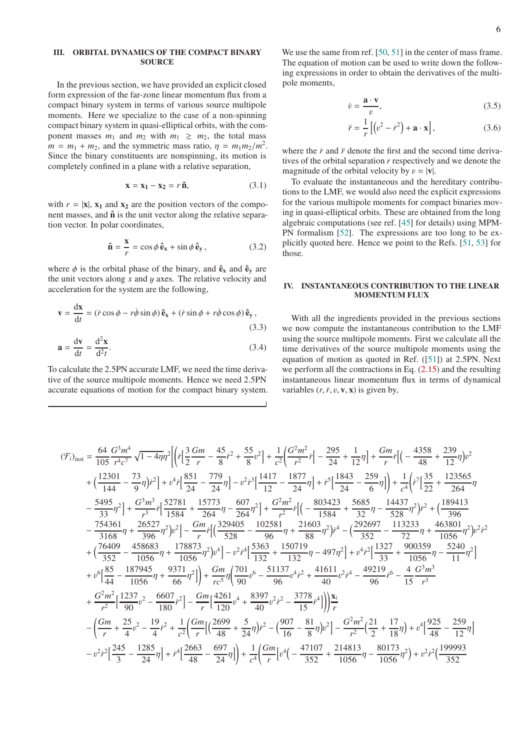## III. ORBITAL DYNAMICS OF THE COMPACT BINARY SOURCE

In the previous section, we have provided an explicit closed form expression of the far-zone linear momentum flux from a compact binary system in terms of various source multipole moments. Here we specialize to the case of a non-spinning compact binary system in quasi-elliptical orbits, with the component masses $m_1$ and $m_2$ with $m_1 \geq m_2$, the total mass $m = m_1 + m_2$, and the symmetric mass ratio, $\eta = m_1 m_2/m^2$. Since the binary constituents are nonspinning, its motion is completely confined in a plane with a relative separation,

$$\mathbf{x} = \mathbf{x_1} - \mathbf{x_2} = r\,\hat{\mathbf{n}}, \tag{3.1}$$

with $r = |\mathbf{x}|$, $\mathbf{x_1}$ and $\mathbf{x_2}$ are the position vectors of the component masses, and $\hat{\mathbf{n}}$ is the unit vector along the relative separation vector. In polar coordinates,

$$\hat{\mathbf{n}} = \frac{\mathbf{x}}{r} = \cos\phi\,\hat{\mathbf{e}}_\mathbf{x} + \sin\phi\,\hat{\mathbf{e}}_\mathbf{y}\,, \tag{3.2}$$

where $\phi$ is the orbital phase of the binary, and $\hat{\mathbf{e}}_\mathbf{x}$ and $\hat{\mathbf{e}}_\mathbf{y}$ are the unit vectors along $x$ and $y$ axes. The relative velocity and acceleration for the system are the following,

$$\mathbf{v} = \frac{\mathrm{d}\mathbf{x}}{\mathrm{d}t} = (\dot{r}\cos\phi - r\dot{\phi}\sin\phi)\,\hat{\mathbf{e}}_\mathbf{x} + (\dot{r}\sin\phi + r\dot{\phi}\cos\phi)\,\hat{\mathbf{e}}_\mathbf{y}\,, \tag{3.3}$$

$$\mathbf{a} = \frac{\mathrm{d}\mathbf{v}}{\mathrm{d}t} = \frac{\mathrm{d}^2\mathbf{x}}{\mathrm{d}^2 t}. \tag{3.4}$$

To calculate the 2.5PN accurate LMF, we need the time derivative of the source multipole moments. Hence we need 2.5PN accurate equations of motion for the compact binary system. We use the same from ref. [50, 51] in the center of mass frame. The equation of motion can be used to write down the following expressions in order to obtain the derivatives of the multipole moments,

$$\dot{v} = \frac{\mathbf{a}\cdot\mathbf{v}}{v}, \tag{3.5}$$

$$\ddot{r} = \frac{1}{r}\left[\left(v^2 - \dot{r}^2\right) + \mathbf{a}\cdot\mathbf{x}\right], \tag{3.6}$$

where the $\dot{r}$ and $\ddot{r}$ denote the first and the second time derivatives of the orbital separation $r$ respectively and we denote the magnitude of the orbital velocity by $v = |\mathbf{v}|$.

To evaluate the instantaneous and the hereditary contributions to the LMF, we would also need the explicit expressions for the various multipole moments for compact binaries moving in quasi-elliptical orbits. These are obtained from the long algebraic computations (see ref. [45] for details) using MPM-PN formalism [52]. The expressions are too long to be explicitly quoted here. Hence we point to the Refs. [51, 53] for those.

## IV. INSTANTANEOUS CONTRIBUTION TO THE LINEAR MOMENTUM FLUX

With all the ingredients provided in the previous sections we now compute the instantaneous contribution to the LMF using the source multipole moments. First we calculate all the time derivatives of the source multipole moments using the equation of motion as quoted in Ref. ([51]) at 2.5PN. Next we perform all the contractions in Eq. (2.15) and the resulting instantaneous linear momentum flux in terms of dynamical variables $(r, \dot{r}, v, \mathbf{v}, \mathbf{x})$ is given by,

$$
\begin{aligned}
(\mathcal{F}_i)_{\rm inst} = \frac{64}{105}\frac{G^3 m^4}{r^4 c^7}\sqrt{1-4\eta}\,\eta^2\Bigg[&\Bigg(\dot{r}\Big[\frac{3}{2}\frac{Gm}{r} - \frac{45}{8}\dot{r}^2 + \frac{55}{8}v^2\Big] + \frac{1}{c^2}\Bigg(\frac{G^2m^2}{r^2}\dot{r}\Big[-\frac{295}{24} + \frac{1}{12}\eta\Big] + \frac{Gm}{r}\dot{r}\Big[\Big(-\frac{4358}{48} + \frac{239}{12}\eta\Big)v^2 \\
&+ \Big(\frac{12301}{144} - \frac{73}{9}\eta\Big)\dot{r}^2\Big] + v^4\dot{r}\Big[\frac{851}{24} - \frac{779}{24}\eta\Big] - v^2\dot{r}^3\Big[\frac{1417}{12} - \frac{1877}{24}\eta\Big] + \dot{r}^5\Big[\frac{1843}{24} - \frac{259}{6}\eta\Big]\Bigg) + \frac{1}{c^4}\Bigg(\dot{r}^7\Big[\frac{35}{22} + \frac{123565}{264}\eta \\
&- \frac{5495}{33}\eta^2\Big] + \frac{G^3m^3}{r^3}\dot{r}\Big[\frac{52781}{1584} + \frac{15773}{264}\eta - \frac{607}{264}\eta^2\Big] + \frac{G^2m^2}{r^2}\dot{r}\Big[\Big(-\frac{803423}{1584} + \frac{5685}{32}\eta - \frac{14437}{528}\eta^2\Big)\dot{r}^2 + \Big(\frac{189413}{396} \\
&- \frac{754361}{3168}\eta + \frac{26527}{396}\eta^2\Big)v^2\Big] - \frac{Gm}{r}\dot{r}\Big[\Big(\frac{329405}{528} - \frac{102581}{96}\eta + \frac{21603}{88}\eta^2\Big)\dot{r}^4 - \Big(\frac{292697}{352} - \frac{113233}{72}\eta + \frac{463801}{1056}\eta^2\Big)v^2\dot{r}^2 \\
&+ \Big(\frac{76409}{352} - \frac{458683}{1056}\eta + \frac{178873}{1056}\eta^2\Big)v^4\Big] - v^2\dot{r}^4\Big[\frac{5363}{132} + \frac{150719}{132}\eta - 497\eta^2\Big] + v^4\dot{r}^2\Big[\frac{1327}{33} + \frac{900359}{1056}\eta - \frac{5240}{11}\eta^2\Big] \\
&+ v^6\Big[\frac{85}{44} - \frac{187945}{1056}\eta + \frac{9371}{66}\eta^2\Big]\Bigg) + \frac{Gm}{rc^5}\eta\Bigg(\frac{701}{90}v^6 - \frac{51137}{96}v^4\dot{r}^2 + \frac{41611}{40}v^2\dot{r}^4 - \frac{49219}{96}\dot{r}^6 - \frac{4}{15}\frac{G^3m^3}{r^3} \\
&+ \frac{G^2m^2}{r^2}\Big[\frac{1237}{90}v^2 - \frac{6607}{180}\dot{r}^2\Big] - \frac{Gm}{r}\Big[\frac{4261}{120}v^4 + \frac{8397}{40}v^2\dot{r}^2 - \frac{3778}{15}\dot{r}^4\Big]\Bigg)\Bigg)\frac{\mathbf{x}_i}{r} \\
&- \Bigg(\frac{Gm}{r} + \frac{25}{4}v^2 - \frac{19}{4}\dot{r}^2 + \frac{1}{c^2}\Bigg(\frac{Gm}{r}\Big[\Big(\frac{2699}{48} + \frac{5}{24}\eta\Big)\dot{r}^2 - \Big(\frac{907}{16} - \frac{81}{8}\eta\Big)v^2\Big] - \frac{G^2m^2}{r^2}\Big(\frac{21}{2} + \frac{17}{18}\eta\Big) + v^4\Big[\frac{925}{48} - \frac{259}{12}\eta\Big] \\
&- v^2\dot{r}^2\Big[\frac{245}{3} - \frac{1285}{24}\eta\Big] + \dot{r}^4\Big[\frac{2663}{48} - \frac{697}{24}\eta\Big]\Bigg) + \frac{1}{c^4}\Bigg(\frac{Gm}{r}\Big[v^4\Big(-\frac{47107}{352} + \frac{214813}{1056}\eta - \frac{80173}{1056}\eta^2\Big) + v^2\dot{r}^2\Big(\frac{199993}{352}
\end{aligned}
$$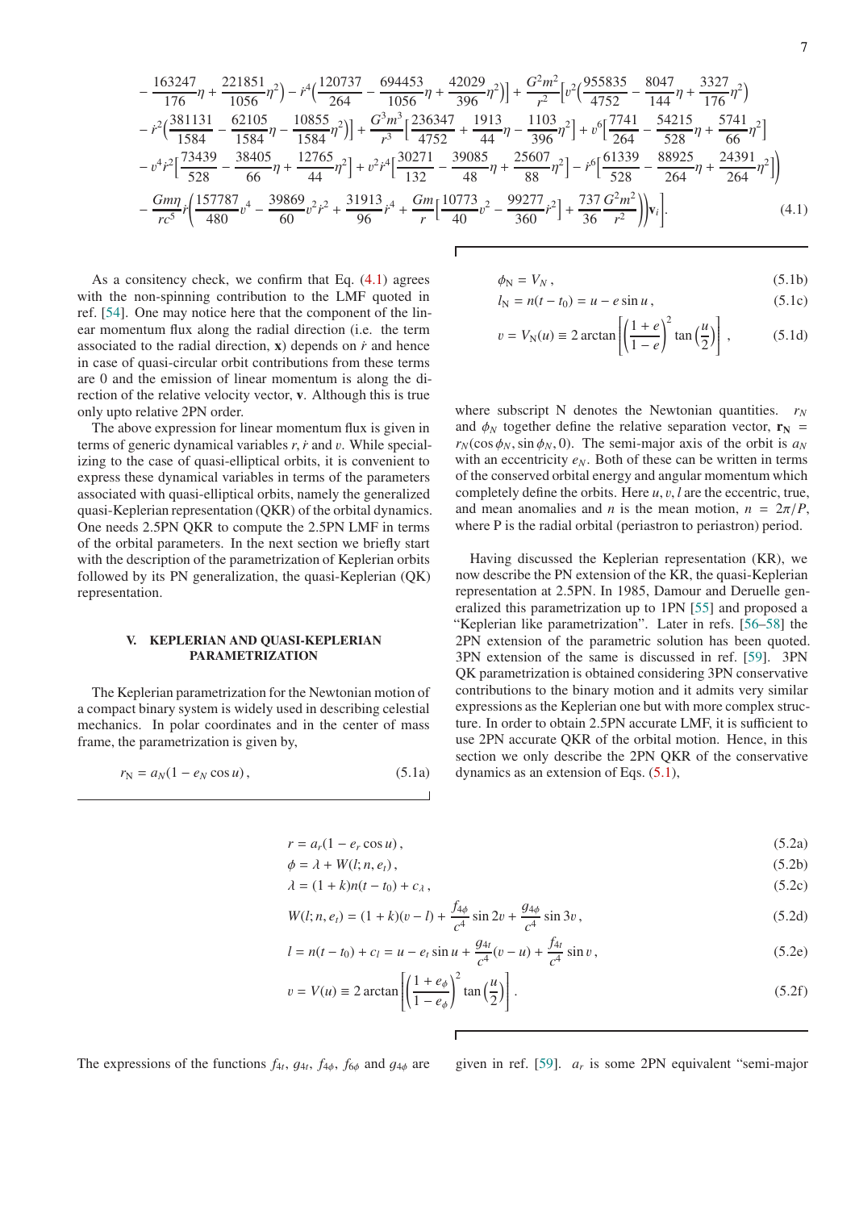$$
- \frac{163247}{176}\eta + \frac{221851}{1056}\eta^2\Big) - \dot{r}^4\Big(\frac{120737}{264} - \frac{694453}{1056}\eta + \frac{42029}{396}\eta^2\Big)\Big] + \frac{G^2m^2}{r^2}\Big[v^2\Big(\frac{955835}{4752} - \frac{8047}{144}\eta + \frac{3327}{176}\eta^2\Big)
$$

$$
- \dot{r}^2\Big(\frac{381131}{1584} - \frac{62105}{1584}\eta - \frac{10855}{1584}\eta^2\Big)\Big] + \frac{G^3m^3}{r^3}\Big[\frac{236347}{4752} + \frac{1913}{44}\eta - \frac{1103}{396}\eta^2\Big] + v^6\Big[\frac{7741}{264} - \frac{54215}{528}\eta + \frac{5741}{66}\eta^2\Big]
$$

$$
- v^4\dot{r}^2\Big[\frac{73439}{528} - \frac{38405}{66}\eta + \frac{12765}{44}\eta^2\Big] + v^2\dot{r}^4\Big[\frac{30271}{132} - \frac{39085}{48}\eta + \frac{25607}{88}\eta^2\Big] - \dot{r}^6\Big[\frac{61339}{528} - \frac{88925}{264}\eta + \frac{24391}{264}\eta^2\Big]\Big)
$$

$$
- \frac{Gm\eta}{rc^5}\dot{r}\Big(\frac{157787}{480}v^4 - \frac{39869}{60}v^2\dot{r}^2 + \frac{31913}{96}\dot{r}^4 + \frac{Gm}{r}\Big[\frac{10773}{40}v^2 - \frac{99277}{360}\dot{r}^2\Big] + \frac{737}{36}\frac{G^2m^2}{r^2}\Big)\Big)\mathbf{v}_i\Big]. \tag{4.1}
$$

As a consistency check, we confirm that Eq. (4.1) agrees with the non-spinning contribution to the LMF quoted in ref. [54]. One may notice here that the component of the linear momentum flux along the radial direction (i.e. the term associated to the radial direction, $\mathbf{x}$) depends on $\dot{r}$ and hence in case of quasi-circular orbit contributions from these terms are 0 and the emission of linear momentum is along the direction of the relative velocity vector, $\mathbf{v}$. Although this is true only upto relative 2PN order.

The above expression for linear momentum flux is given in terms of generic dynamical variables $r, \dot{r}$ and $v$. While specializing to the case of quasi-elliptical orbits, it is convenient to express these dynamical variables in terms of the parameters associated with quasi-elliptical orbits, namely the generalized quasi-Keplerian representation (QKR) of the orbital dynamics. One needs 2.5PN QKR to compute the 2.5PN LMF in terms of the orbital parameters. In the next section we briefly start with the description of the parametrization of Keplerian orbits followed by its PN generalization, the quasi-Keplerian (QK) representation.

## V. KEPLERIAN AND QUASI-KEPLERIAN PARAMETRIZATION

The Keplerian parametrization for the Newtonian motion of a compact binary system is widely used in describing celestial mechanics. In polar coordinates and in the center of mass frame, the parametrization is given by,

$$
r_{\rm N} = a_N(1 - e_N\cos u)\,, \tag{5.1a}
$$

$$
\phi_{\rm N} = V_N\,, \tag{5.1b}
$$

$$
l_{\rm N} = n(t - t_0) = u - e\sin u\,, \tag{5.1c}
$$

$$
v = V_{\rm N}(u) \equiv 2\arctan\left[\left(\frac{1+e}{1-e}\right)^2\tan\left(\frac{u}{2}\right)\right], \tag{5.1d}
$$

where subscript N denotes the Newtonian quantities. $r_N$ and $\phi_N$ together define the relative separation vector, $\mathbf{r_N} = r_N(\cos\phi_N, \sin\phi_N, 0)$. The semi-major axis of the orbit is $a_N$ with an eccentricity $e_N$. Both of these can be written in terms of the conserved orbital energy and angular momentum which completely define the orbits. Here $u, v, l$ are the eccentric, true, and mean anomalies and $n$ is the mean motion, $n = 2\pi/P$, where P is the radial orbital (periastron to periastron) period.

Having discussed the Keplerian representation (KR), we now describe the PN extension of the KR, the quasi-Keplerian representation at 2.5PN. In 1985, Damour and Deruelle generalized this parametrization up to 1PN [55] and proposed a "Keplerian like parametrization". Later in refs. [56–58] the 2PN extension of the parametric solution has been quoted. 3PN extension of the same is discussed in ref. [59]. 3PN QK parametrization is obtained considering 3PN conservative contributions to the binary motion and it admits very similar expressions as the Keplerian one but with more complex structure. In order to obtain 2.5PN accurate LMF, it is sufficient to use 2PN accurate QKR of the orbital motion. Hence, in this section we only describe the 2PN QKR of the conservative dynamics as an extension of Eqs. (5.1),

$$
r = a_r(1 - e_r\cos u)\,, \tag{5.2a}
$$

$$
\phi = \lambda + W(l; n, e_t)\,, \tag{5.2b}
$$

$$
\lambda = (1 + k)n(t - t_0) + c_\lambda\,, \tag{5.2c}
$$

$$
W(l; n, e_t) = (1 + k)(v - l) + \frac{f_{4\phi}}{c^4}\sin 2v + \frac{g_{4\phi}}{c^4}\sin 3v\,, \tag{5.2d}
$$

$$
l = n(t - t_0) + c_l = u - e_t\sin u + \frac{g_{4t}}{c^4}(v - u) + \frac{f_{4t}}{c^4}\sin v\,, \tag{5.2e}
$$

$$
v = V(u) \equiv 2\arctan\left[\left(\frac{1+e_\phi}{1-e_\phi}\right)^2\tan\left(\frac{u}{2}\right)\right]. \tag{5.2f}
$$

The expressions of the functions $f_{4t}$, $g_{4t}$, $f_{4\phi}$, $f_{6\phi}$ and $g_{4\phi}$ are given in ref. [59]. $a_r$ is some 2PN equivalent "semi-major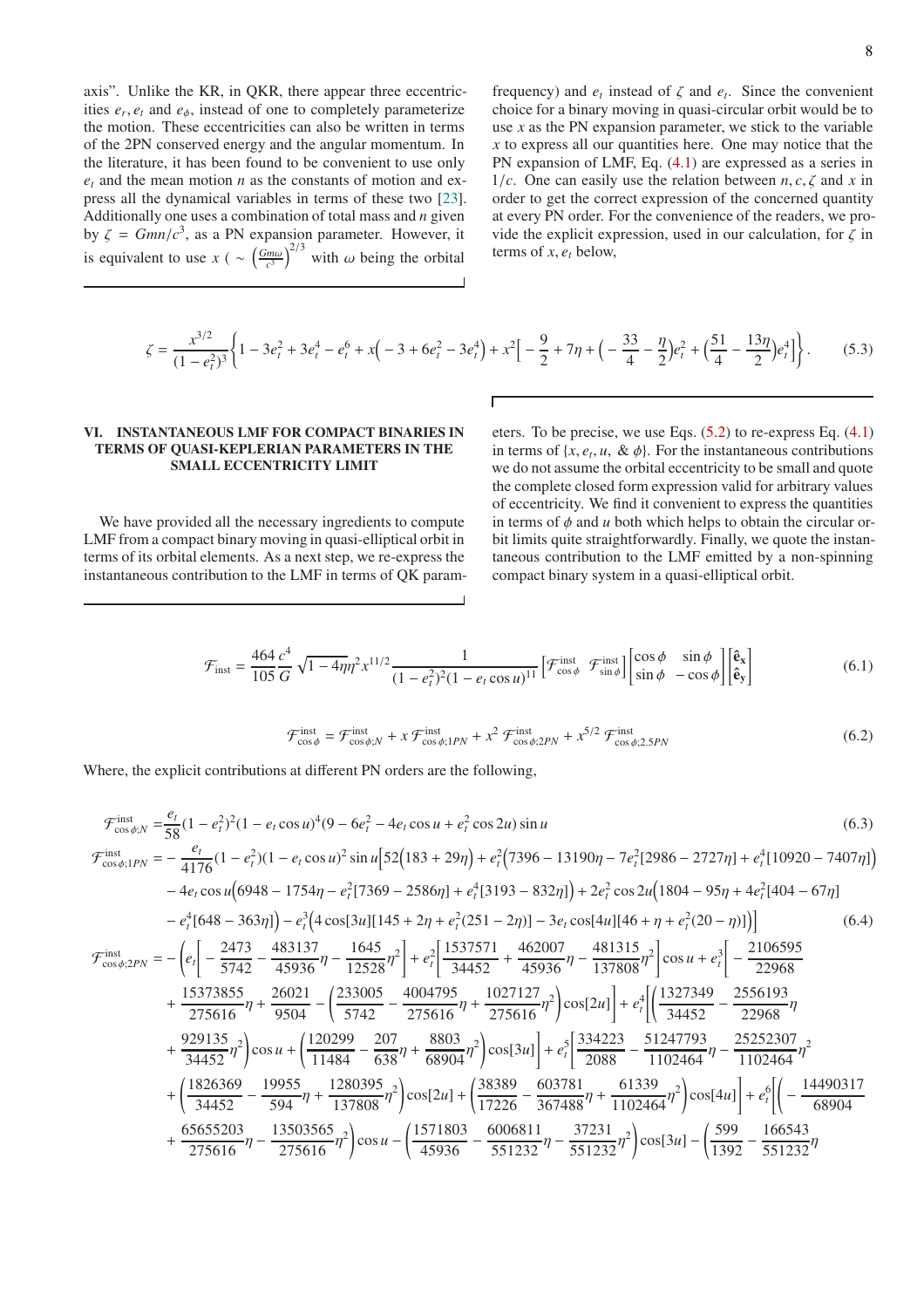axis". Unlike the KR, in QKR, there appear three eccentricities $e_r, e_t$ and $e_\phi$, instead of one to completely parameterize the motion. These eccentricities can also be written in terms of the 2PN conserved energy and the angular momentum. In the literature, it has been found to be convenient to use only $e_t$ and the mean motion $n$ as the constants of motion and express all the dynamical variables in terms of these two [23]. Additionally one uses a combination of total mass and $n$ given by $\zeta = Gmn/c^3$, as a PN expansion parameter. However, it is equivalent to use $x$ ( $\sim \left(\frac{Gm\omega}{c^3}\right)^{2/3}$ with $\omega$ being the orbital frequency) and $e_t$ instead of $\zeta$ and $e_t$. Since the convenient choice for a binary moving in quasi-circular orbit would be to use $x$ as the PN expansion parameter, we stick to the variable $x$ to express all our quantities here. One may notice that the PN expansion of LMF, Eq. (4.1) are expressed as a series in $1/c$. One can easily use the relation between $n, c, \zeta$ and $x$ in order to get the correct expression of the concerned quantity at every PN order. For the convenience of the readers, we provide the explicit expression, used in our calculation, for $\zeta$ in terms of $x, e_t$ below,

$$\zeta = \frac{x^{3/2}}{(1-e_t^2)^3}\Bigg\{1 - 3e_t^2 + 3e_t^4 - e_t^6 + x\Big(-3 + 6e_t^2 - 3e_t^4\Big) + x^2\Big[-\frac{9}{2} + 7\eta + \Big(-\frac{33}{4} - \frac{\eta}{2}\Big)e_t^2 + \Big(\frac{51}{4} - \frac{13\eta}{2}\Big)e_t^4\Big]\Bigg\}. \tag{5.3}$$

## VI. INSTANTANEOUS LMF FOR COMPACT BINARIES IN TERMS OF QUASI-KEPLERIAN PARAMETERS IN THE SMALL ECCENTRICITY LIMIT

We have provided all the necessary ingredients to compute LMF from a compact binary moving in quasi-elliptical orbit in terms of its orbital elements. As a next step, we re-express the instantaneous contribution to the LMF in terms of QK parameters. To be precise, we use Eqs. (5.2) to re-express Eq. (4.1) in terms of $\{x, e_t, u, \ \& \ \phi\}$. For the instantaneous contributions we do not assume the orbital eccentricity to be small and quote the complete closed form expression valid for arbitrary values of eccentricity. We find it convenient to express the quantities in terms of $\phi$ and $u$ both which helps to obtain the circular orbit limits quite straightforwardly. Finally, we quote the instantaneous contribution to the LMF emitted by a non-spinning compact binary system in a quasi-elliptical orbit.

$$\mathcal{F}_{\rm inst} = \frac{464}{105}\frac{c^4}{G}\sqrt{1-4\eta}\,\eta^2 x^{11/2}\frac{1}{(1-e_t^2)^2(1-e_t\cos u)^{11}}\begin{bmatrix}\mathcal{F}^{\rm inst}_{\cos\phi} & \mathcal{F}^{\rm inst}_{\sin\phi}\end{bmatrix}\begin{bmatrix}\cos\phi & \sin\phi\\ \sin\phi & -\cos\phi\end{bmatrix}\begin{bmatrix}\hat{\mathbf{e}}_{\mathbf{x}}\\ \hat{\mathbf{e}}_{\mathbf{y}}\end{bmatrix} \tag{6.1}$$

$$\mathcal{F}^{\rm inst}_{\cos\phi} = \mathcal{F}^{\rm inst}_{\cos\phi;N} + x\,\mathcal{F}^{\rm inst}_{\cos\phi;1PN} + x^2\,\mathcal{F}^{\rm inst}_{\cos\phi;2PN} + x^{5/2}\,\mathcal{F}^{\rm inst}_{\cos\phi;2.5PN} \tag{6.2}$$

Where, the explicit contributions at different PN orders are the following,

$$\mathcal{F}^{\rm inst}_{\cos\phi;N} = \frac{e_t}{58}(1-e_t^2)^2(1-e_t\cos u)^4(9-6e_t^2-4e_t\cos u+e_t^2\cos 2u)\sin u \tag{6.3}$$

$$\begin{aligned}\mathcal{F}^{\rm inst}_{\cos\phi;1PN} = &-\frac{e_t}{4176}(1-e_t^2)(1-e_t\cos u)^2\sin u\Big[52\Big(183+29\eta\Big)+e_t^2\Big(7396-13190\eta-7e_t^2[2986-2727\eta]+e_t^4[10920-7407\eta]\Big)\\&-4e_t\cos u\Big(6948-1754\eta-e_t^2[7369-2586\eta]+e_t^4[3193-832\eta]\Big)+2e_t^2\cos 2u\Big(1804-95\eta+4e_t^2[404-67\eta]\\&-e_t^4[648-363\eta]\Big)-e_t^3\Big(4\cos[3u][145+2\eta+e_t^2(251-2\eta)]-3e_t\cos[4u][46+\eta+e_t^2(20-\eta)]\Big)\Big]\end{aligned} \tag{6.4}$$

$$\begin{aligned}\mathcal{F}^{\rm inst}_{\cos\phi;2PN} = &-\Bigg(e_t\Big[-\frac{2473}{5742}-\frac{483137}{45936}\eta-\frac{1645}{12528}\eta^2\Big]+e_t^2\Big[\frac{1537571}{34452}+\frac{462007}{45936}\eta-\frac{481315}{137808}\eta^2\Big]\cos u+e_t^3\Big[-\frac{2106595}{22968}\\&+\frac{15373855}{275616}\eta+\frac{26021}{9504}-\Big(\frac{233005}{5742}-\frac{4004795}{275616}\eta+\frac{1027127}{275616}\eta^2\Big)\cos[2u]\Big]+e_t^4\Big[\Big(\frac{1327349}{34452}-\frac{2556193}{22968}\eta\\&+\frac{929135}{34452}\eta^2\Big)\cos u+\Big(\frac{120299}{11484}-\frac{207}{638}\eta+\frac{8803}{68904}\eta^2\Big)\cos[3u]\Big]+e_t^5\Big[\frac{334223}{2088}-\frac{51247793}{1102464}\eta-\frac{25252307}{1102464}\eta^2\\&+\Big(\frac{1826369}{34452}-\frac{19955}{594}\eta+\frac{1280395}{137808}\eta^2\Big)\cos[2u]+\Big(\frac{38389}{17226}-\frac{603781}{367488}\eta+\frac{61339}{1102464}\eta^2\Big)\cos[4u]\Big]+e_t^6\Big[\Big(-\frac{14490317}{68904}\\&+\frac{65655203}{275616}\eta-\frac{13503565}{275616}\eta^2\Big)\cos u-\Big(\frac{1571803}{45936}-\frac{6006811}{551232}\eta-\frac{37231}{551232}\eta^2\Big)\cos[3u]-\Big(\frac{599}{1392}-\frac{166543}{551232}\eta\end{aligned}$$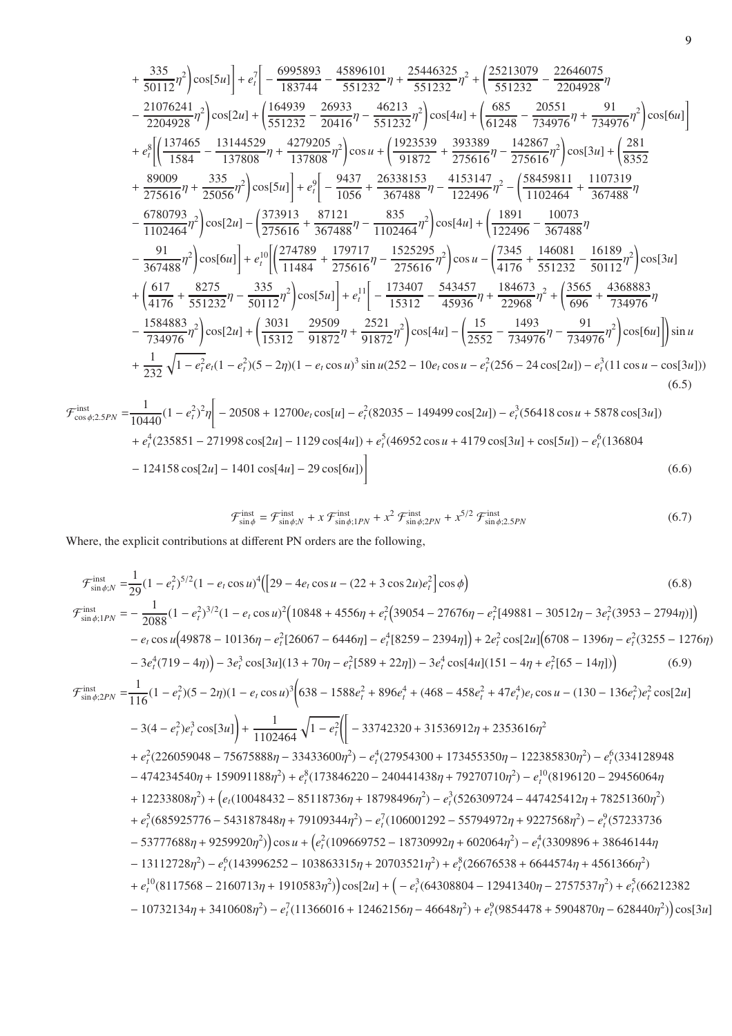$$
\begin{aligned}
&+ \frac{335}{50112}\eta^2\Big)\cos[5u]\Big] + e_t^7\Big[-\frac{6995893}{183744} - \frac{45896101}{551232}\eta + \frac{25446325}{551232}\eta^2 + \Big(\frac{25213079}{551232} - \frac{22646075}{2204928}\eta \\
&- \frac{21076241}{2204928}\eta^2\Big)\cos[2u] + \Big(\frac{164939}{551232} - \frac{26933}{20416}\eta - \frac{46213}{551232}\eta^2\Big)\cos[4u] + \Big(\frac{685}{61248} - \frac{20551}{734976}\eta + \frac{91}{734976}\eta^2\Big)\cos[6u]\Big] \\
&+ e_t^8\Big[\Big(\frac{137465}{1584} - \frac{13144529}{137808}\eta + \frac{4279205}{137808}\eta^2\Big)\cos u + \Big(\frac{1923539}{91872} + \frac{393389}{275616}\eta - \frac{142867}{275616}\eta^2\Big)\cos[3u] + \Big(\frac{281}{8352} \\
&+ \frac{89009}{275616}\eta + \frac{335}{25056}\eta^2\Big)\cos[5u]\Big] + e_t^9\Big[-\frac{9437}{1056} + \frac{26338153}{367488}\eta - \frac{4153147}{122496}\eta^2 - \Big(\frac{58459811}{1102464} + \frac{1107319}{367488}\eta \\
&- \frac{6780793}{1102464}\eta^2\Big)\cos[2u] - \Big(\frac{373913}{275616} + \frac{87121}{367488}\eta - \frac{835}{1102464}\eta^2\Big)\cos[4u] + \Big(\frac{1891}{122496} - \frac{10073}{367488}\eta \\
&- \frac{91}{367488}\eta^2\Big)\cos[6u]\Big] + e_t^{10}\Big[\Big(\frac{274789}{11484} + \frac{179717}{275616}\eta - \frac{1525295}{275616}\eta^2\Big)\cos u - \Big(\frac{7345}{4176} + \frac{146081}{551232} - \frac{16189}{50112}\eta^2\Big)\cos[3u] \\
&+ \Big(\frac{617}{4176} + \frac{8275}{551232}\eta - \frac{335}{50112}\eta^2\Big)\cos[5u]\Big] + e_t^{11}\Big[-\frac{173407}{15312} - \frac{543457}{45936}\eta + \frac{184673}{22968}\eta^2 + \Big(\frac{3565}{696} + \frac{4368883}{734976}\eta \\
&- \frac{1584883}{734976}\eta^2\Big)\cos[2u] + \Big(\frac{3031}{15312} - \frac{29509}{91872}\eta + \frac{2521}{91872}\eta^2\Big)\cos[4u] - \Big(\frac{15}{2552} - \frac{1493}{734976}\eta - \frac{91}{734976}\eta^2\Big)\cos[6u]\Big]\Big)\sin u \\
&+ \frac{1}{232}\sqrt{1-e_t^2}\,e_t(1-e_t^2)(5-2\eta)(1-e_t\cos u)^3\sin u(252 - 10e_t\cos u - e_t^2(256 - 24\cos[2u]) - e_t^3(11\cos u - \cos[3u]))
\end{aligned} \tag{6.5}
$$

$$
\begin{aligned}
\mathcal{F}^{\rm inst}_{\cos\phi;2.5PN} =& \frac{1}{10440}(1-e_t^2)^2\eta\Big[-20508 + 12700e_t\cos[u] - e_t^2(82035 - 149499\cos[2u]) - e_t^3(56418\cos u + 5878\cos[3u]) \\
&+ e_t^4(235851 - 271998\cos[2u] - 1129\cos[4u]) + e_t^5(46952\cos u + 4179\cos[3u] + \cos[5u]) - e_t^6(136804 \\
&- 124158\cos[2u] - 1401\cos[4u] - 29\cos[6u])\Big]
\end{aligned} \tag{6.6}
$$

$$
\mathcal{F}^{\rm inst}_{\sin\phi} = \mathcal{F}^{\rm inst}_{\sin\phi;N} + x\,\mathcal{F}^{\rm inst}_{\sin\phi;1PN} + x^2\,\mathcal{F}^{\rm inst}_{\sin\phi;2PN} + x^{5/2}\,\mathcal{F}^{\rm inst}_{\sin\phi;2.5PN} \tag{6.7}
$$

Where, the explicit contributions at different PN orders are the following,

$$
\mathcal{F}^{\rm inst}_{\sin\phi;N} = \frac{1}{29}(1-e_t^2)^{5/2}(1-e_t\cos u)^4\Big(\Big[29 - 4e_t\cos u - (22 + 3\cos 2u)e_t^2\Big]\cos\phi\Big) \tag{6.8}
$$

$$
\begin{aligned}
\mathcal{F}^{\rm inst}_{\sin\phi;1PN} =& -\frac{1}{2088}(1-e_t^2)^{3/2}(1-e_t\cos u)^2\Big(10848 + 4556\eta + e_t^2\Big(39054 - 27676\eta - e_t^2[49881 - 30512\eta - 3e_t^2(3953 - 2794\eta)]\Big) \\
&- e_t\cos u\Big(49878 - 10136\eta - e_t^2[26067 - 6446\eta] - e_t^4[8259 - 2394\eta]\Big) + 2e_t^2\cos[2u]\Big(6708 - 1396\eta - e_t^2(3255 - 1276\eta) \\
&- 3e_t^4(719 - 4\eta)\Big) - 3e_t^3\cos[3u](13 + 70\eta - e_t^2[589 + 22\eta]) - 3e_t^4\cos[4u](151 - 4\eta + e_t^2[65 - 14\eta])\Big)
\end{aligned} \tag{6.9}
$$

$$
\begin{aligned}
\mathcal{F}^{\rm inst}_{\sin\phi;2PN} =& \frac{1}{116}(1-e_t^2)(5-2\eta)(1-e_t\cos u)^3\Big(638 - 1588e_t^2 + 896e_t^4 + (468 - 458e_t^2 + 47e_t^4)e_t\cos u - (130 - 136e_t^2)e_t^2\cos[2u] \\
&- 3(4 - e_t^2)e_t^3\cos[3u]\Big) + \frac{1}{1102464}\sqrt{1-e_t^2}\Big(\Big[-33742320 + 31536912\eta + 2353616\eta^2 \\
&+ e_t^2(226059048 - 75675888\eta - 33433600\eta^2) - e_t^4(27954300 + 173455350\eta - 122385830\eta^2) - e_t^6(334128948 \\
&- 474234540\eta + 159091188\eta^2) + e_t^8(173846220 - 240441438\eta + 79270710\eta^2) - e_t^{10}(8196120 - 29456064\eta \\
&+ 12233808\eta^2) + \Big(e_t(10048432 - 85118736\eta + 18798496\eta^2) - e_t^3(526309724 - 447425412\eta + 78251360\eta^2) \\
&+ e_t^5(685925776 - 543187848\eta + 79109344\eta^2) - e_t^7(106001292 - 55794972\eta + 9227568\eta^2) - e_t^9(57233736 \\
&- 53777688\eta + 9259920\eta^2)\Big)\cos u + \Big(e_t^2(109669752 - 18730992\eta + 602064\eta^2) - e_t^4(3309896 + 38646144\eta \\
&- 13112728\eta^2) - e_t^6(143996252 - 103863315\eta + 20703521\eta^2) + e_t^8(26676538 + 6644574\eta + 4561366\eta^2) \\
&+ e_t^{10}(8117568 - 2160713\eta + 1910583\eta^2)\Big)\cos[2u] + \Big(-e_t^3(64308804 - 12941340\eta - 2757537\eta^2) + e_t^5(66212382 \\
&- 10732134\eta + 3410608\eta^2) - e_t^7(11366016 + 12462156\eta - 46648\eta^2) + e_t^9(9854478 + 5904870\eta - 628440\eta^2)\Big)\cos[3u]
\end{aligned}
$$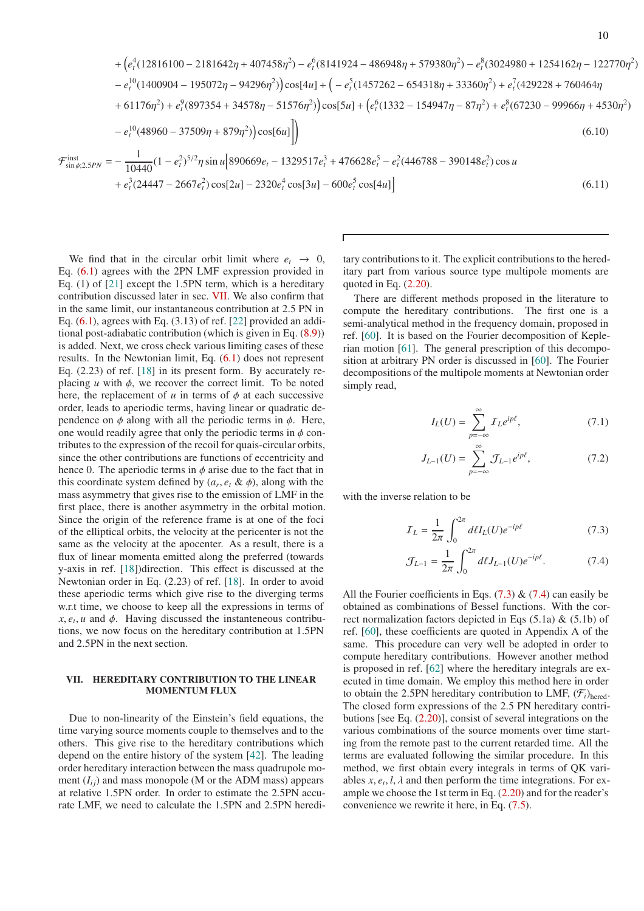$$
+ \Big(e_t^4(12816100 - 2181642\eta + 407458\eta^2) - e_t^6(8141924 - 486948\eta + 579380\eta^2) - e_t^8(3024980 + 1254162\eta - 122770\eta^2)
$$
$$
- e_t^{10}(1400904 - 195072\eta - 94296\eta^2)\Big)\cos[4u] + \Big(-e_t^5(1457262 - 654318\eta + 33360\eta^2) + e_t^7(429228 + 760464\eta
$$
$$
+ 61176\eta^2) + e_t^9(897354 + 34578\eta - 51576\eta^2)\Big)\cos[5u] + \Big(e_t^6(1332 - 154947\eta - 87\eta^2) + e_t^8(67230 - 99966\eta + 4530\eta^2)
$$
$$
- e_t^{10}(48960 - 37509\eta + 879\eta^2)\Big)\cos[6u]\Big]\Big) \tag{6.10}
$$

$$
\mathcal{F}^{\rm inst}_{\sin\phi;2.5PN} = -\frac{1}{10440}(1-e_t^2)^{5/2}\eta\sin u\Big[890669e_t - 1329517e_t^3 + 476628e_t^5 - e_t^2(446788 - 390148e_t^2)\cos u
$$
$$
+ e_t^3(24447 - 2667e_t^2)\cos[2u] - 2320e_t^4\cos[3u] - 600e_t^5\cos[4u]\Big] \tag{6.11}
$$

We find that in the circular orbit limit where $e_t \to 0$, Eq. (6.1) agrees with the 2PN LMF expression provided in Eq. (1) of [21] except the 1.5PN term, which is a hereditary contribution discussed later in sec. VII. We also confirm that in the same limit, our instantaneous contribution at 2.5 PN in Eq. (6.1), agrees with Eq. (3.13) of ref. [22] provided an additional post-adiabatic contribution (which is given in Eq. (8.9)) is added. Next, we cross check various limiting cases of these results. In the Newtonian limit, Eq. (6.1) does not represent Eq. (2.23) of ref. [18] in its present form. By accurately replacing $u$ with $\phi$, we recover the correct limit. To be noted here, the replacement of $u$ in terms of $\phi$ at each successive order, leads to aperiodic terms, having linear or quadratic dependence on $\phi$ along with all the periodic terms in $\phi$. Here, one would readily agree that only the periodic terms in $\phi$ contributes to the expression of the recoil for quais-circular orbits, since the other contributions are functions of eccentricity and hence 0. The aperiodic terms in $\phi$ arise due to the fact that in this coordinate system defined by ($a_r, e_t$ & $\phi$), along with the mass asymmetry that gives rise to the emission of LMF in the first place, there is another asymmetry in the orbital motion. Since the origin of the reference frame is at one of the foci of the elliptical orbits, the velocity at the pericenter is not the same as the velocity at the apocenter. As a result, there is a flux of linear momenta emitted along the preferred (towards y-axis in ref. [18])direction. This effect is discussed at the Newtonian order in Eq. (2.23) of ref. [18]. In order to avoid these aperiodic terms which give rise to the diverging terms w.r.t time, we choose to keep all the expressions in terms of $x, e_t, u$ and $\phi$. Having discussed the instantaneous contributions, we now focus on the hereditary contribution at 1.5PN and 2.5PN in the next section.

## VII. HEREDITARY CONTRIBUTION TO THE LINEAR MOMENTUM FLUX

Due to non-linearity of the Einstein's field equations, the time varying source moments couple to themselves and to the others. This give rise to the hereditary contributions which depend on the entire history of the system [42]. The leading order hereditary interaction between the mass quadrupole moment ($I_{ij}$) and mass monopole (M or the ADM mass) appears at relative 1.5PN order. In order to estimate the 2.5PN accurate LMF, we need to calculate the 1.5PN and 2.5PN hereditary contributions to it. The explicit contributions to the hereditary part from various source type multipole moments are quoted in Eq. (2.20).

There are different methods proposed in the literature to compute the hereditary contributions. The first one is a semi-analytical method in the frequency domain, proposed in ref. [60]. It is based on the Fourier decomposition of Keplerian motion [61]. The general prescription of this decomposition at arbitrary PN order is discussed in [60]. The Fourier decompositions of the multipole moments at Newtonian order simply read,

$$
I_L(U) = \sum_{p=-\infty}^{\infty} \mathcal{I}_L e^{ip\ell}, \tag{7.1}
$$

$$
J_{L-1}(U) = \sum_{p=-\infty}^{\infty} \mathcal{J}_{L-1} e^{ip\ell}, \tag{7.2}
$$

with the inverse relation to be

$$
\mathcal{I}_L = \frac{1}{2\pi}\int_0^{2\pi} d\ell I_L(U) e^{-ip\ell} \tag{7.3}
$$

$$
\mathcal{J}_{L-1} = \frac{1}{2\pi}\int_0^{2\pi} d\ell J_{L-1}(U) e^{-ip\ell}. \tag{7.4}
$$

All the Fourier coefficients in Eqs. (7.3) & (7.4) can easily be obtained as combinations of Bessel functions. With the correct normalization factors depicted in Eqs (5.1a) & (5.1b) of ref. [60], these coefficients are quoted in Appendix A of the same. This procedure can very well be adopted in order to compute hereditary contributions. However another method is proposed in ref. [62] where the hereditary integrals are executed in time domain. We employ this method here in order to obtain the 2.5PN hereditary contribution to LMF, $(\mathcal{F}_i)_{\rm hered}$. The closed form expressions of the 2.5 PN hereditary contributions [see Eq. (2.20)], consist of several integrations on the various combinations of the source moments over time starting from the remote past to the current retarded time. All the terms are evaluated following the similar procedure. In this method, we first obtain every integrals in terms of QK variables $x, e_t, l, \lambda$ and then perform the time integrations. For example we choose the 1st term in Eq. (2.20) and for the reader's convenience we rewrite it here, in Eq. (7.5).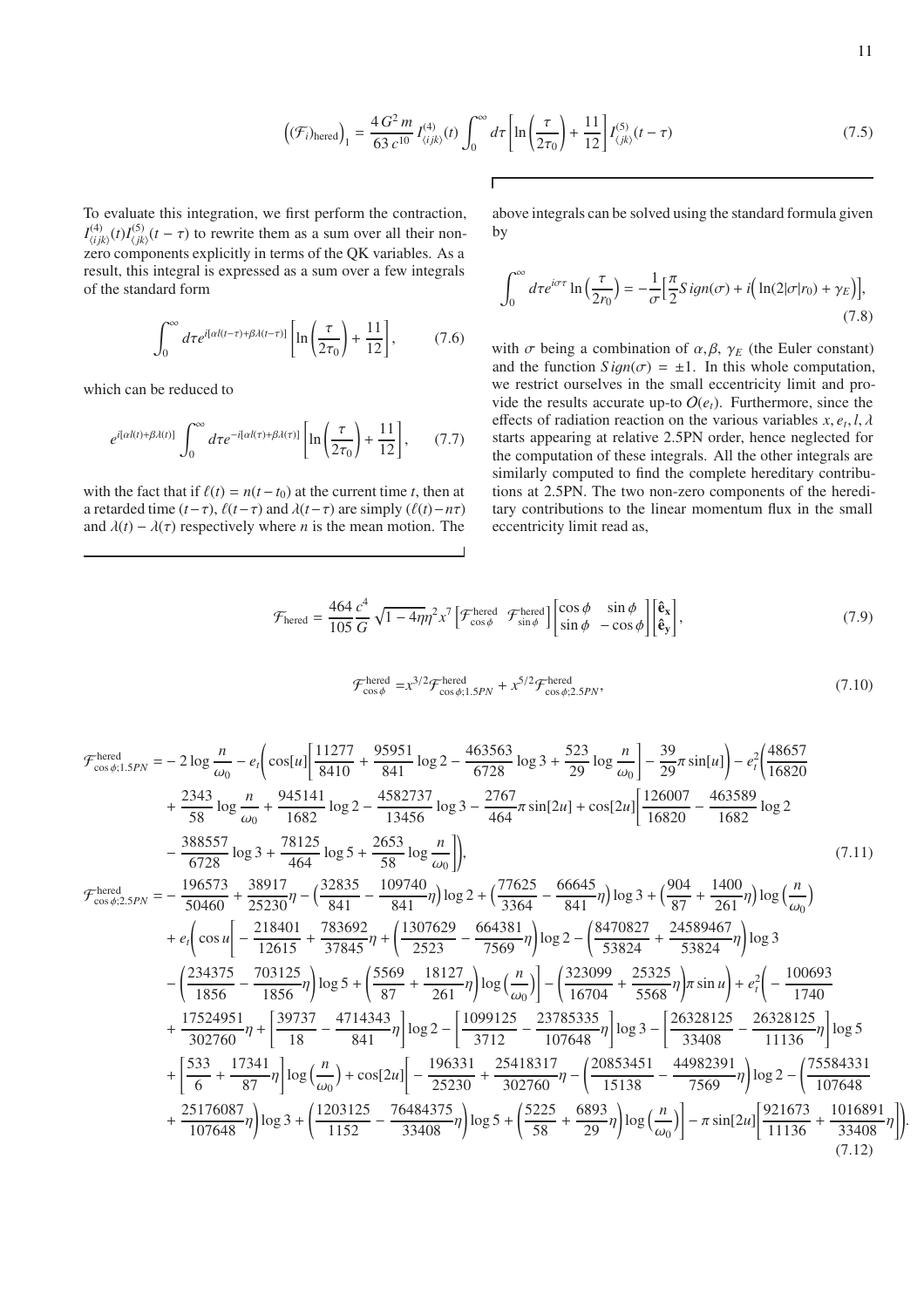$$
\left((\mathcal{F}_i)_{\rm hered}\right)_1 = \frac{4\,G^2\,m}{63\,c^{10}}\,I^{(4)}_{\langle ijk\rangle}(t)\int_0^\infty d\tau\left[\ln\left(\frac{\tau}{2\tau_0}\right)+\frac{11}{12}\right]I^{(5)}_{\langle jk\rangle}(t-\tau) \tag{7.5}
$$

To evaluate this integration, we first perform the contraction, $I^{(4)}_{\langle ijk\rangle}(t)I^{(5)}_{\langle jk\rangle}(t-\tau)$ to rewrite them as a sum over all their non-zero components explicitly in terms of the QK variables. As a result, this integral is expressed as a sum over a few integrals of the standard form

$$
\int_0^\infty d\tau e^{i[\alpha l(t-\tau)+\beta\lambda(t-\tau)]}\left[\ln\left(\frac{\tau}{2\tau_0}\right)+\frac{11}{12}\right], \tag{7.6}
$$

which can be reduced to

$$
e^{i[\alpha l(t)+\beta\lambda(t)]}\int_0^\infty d\tau e^{-i[\alpha l(\tau)+\beta\lambda(\tau)]}\left[\ln\left(\frac{\tau}{2\tau_0}\right)+\frac{11}{12}\right], \tag{7.7}
$$

with the fact that if $\ell(t) = n(t-t_0)$ at the current time $t$, then at a retarded time $(t-\tau)$, $\ell(t-\tau)$ and $\lambda(t-\tau)$ are simply $(\ell(t)-n\tau)$ and $\lambda(t)-\lambda(\tau)$ respectively where $n$ is the mean motion. The above integrals can be solved using the standard formula given by

$$
\int_0^\infty d\tau e^{i\sigma\tau}\ln\left(\frac{\tau}{2r_0}\right) = -\frac{1}{\sigma}\Big[\frac{\pi}{2}Sign(\sigma)+i\Big(\ln(2|\sigma|r_0)+\gamma_E\Big)\Big], \tag{7.8}
$$

with $\sigma$ being a combination of $\alpha, \beta$, $\gamma_E$ (the Euler constant) and the function $Sign(\sigma) = \pm 1$. In this whole computation, we restrict ourselves in the small eccentricity limit and provide the results accurate up-to $O(e_t)$. Furthermore, since the effects of radiation reaction on the various variables $x, e_t, l, \lambda$ starts appearing at relative 2.5PN order, hence neglected for the computation of these integrals. All the other integrals are similarly computed to find the complete hereditary contributions at 2.5PN. The two non-zero components of the hereditary contributions to the linear momentum flux in the small eccentricity limit read as,

$$
\mathcal{F}_{\rm hered} = \frac{464}{105}\frac{c^4}{G}\sqrt{1-4\eta}\,\eta^2 x^7\left[\mathcal{F}^{\rm hered}_{\cos\phi}\;\;\mathcal{F}^{\rm hered}_{\sin\phi}\right]\begin{bmatrix}\cos\phi & \sin\phi\\ \sin\phi & -\cos\phi\end{bmatrix}\begin{bmatrix}\hat{\mathbf{e}}_{\mathbf{x}}\\ \hat{\mathbf{e}}_{\mathbf{y}}\end{bmatrix}, \tag{7.9}
$$

$$
\mathcal{F}^{\rm hered}_{\cos\phi} = x^{3/2}\mathcal{F}^{\rm hered}_{\cos\phi;1.5PN} + x^{5/2}\mathcal{F}^{\rm hered}_{\cos\phi;2.5PN}, \tag{7.10}
$$

$$
\begin{aligned}
\mathcal{F}^{\rm hered}_{\cos\phi;1.5PN} =& -2\log\frac{n}{\omega_0} - e_t\bigg(\cos[u]\bigg[\frac{11277}{8410}+\frac{95951}{841}\log 2-\frac{463563}{6728}\log 3+\frac{523}{29}\log\frac{n}{\omega_0}\bigg]-\frac{39}{29}\pi\sin[u]\bigg)-e_t^2\bigg(\frac{48657}{16820}\\
&+\frac{2343}{58}\log\frac{n}{\omega_0}+\frac{945141}{1682}\log 2-\frac{4582737}{13456}\log 3-\frac{2767}{464}\pi\sin[2u]+\cos[2u]\bigg[\frac{126007}{16820}-\frac{463589}{1682}\log 2\\
&-\frac{388557}{6728}\log 3+\frac{78125}{464}\log 5+\frac{2653}{58}\log\frac{n}{\omega_0}\bigg]\bigg),
\end{aligned} \tag{7.11}
$$

$$
\begin{aligned}
\mathcal{F}^{\rm hered}_{\cos\phi;2.5PN} =& -\frac{196573}{50460}+\frac{38917}{25230}\eta-\Big(\frac{32835}{841}-\frac{109740}{841}\eta\Big)\log 2+\Big(\frac{77625}{3364}-\frac{66645}{841}\eta\Big)\log 3+\Big(\frac{904}{87}+\frac{1400}{261}\eta\Big)\log\Big(\frac{n}{\omega_0}\Big)\\
&+e_t\bigg(\cos u\bigg[-\frac{218401}{12615}+\frac{783692}{37845}\eta+\Big(\frac{1307629}{2523}-\frac{664381}{7569}\eta\Big)\log 2-\Big(\frac{8470827}{53824}+\frac{24589467}{53824}\eta\Big)\log 3\\
&-\Big(\frac{234375}{1856}-\frac{703125}{1856}\eta\Big)\log 5+\Big(\frac{5569}{87}+\frac{18127}{261}\eta\Big)\log\Big(\frac{n}{\omega_0}\Big)\bigg]-\Big(\frac{323099}{16704}+\frac{25325}{5568}\eta\Big)\pi\sin u\bigg)+e_t^2\bigg(-\frac{100693}{1740}\\
&+\frac{17524951}{302760}\eta+\bigg[\frac{39737}{18}-\frac{4714343}{841}\eta\bigg]\log 2-\bigg[\frac{1099125}{3712}-\frac{23785335}{107648}\eta\bigg]\log 3-\bigg[\frac{26328125}{33408}-\frac{26328125}{11136}\eta\bigg]\log 5\\
&+\bigg[\frac{533}{6}+\frac{17341}{87}\eta\bigg]\log\Big(\frac{n}{\omega_0}\Big)+\cos[2u]\bigg[-\frac{196331}{25230}+\frac{25418317}{302760}\eta-\Big(\frac{20853451}{15138}-\frac{44982391}{7569}\eta\Big)\log 2-\Big(\frac{75584331}{107648}\\
&+\frac{25176087}{107648}\eta\Big)\log 3+\Big(\frac{1203125}{1152}-\frac{76484375}{33408}\eta\Big)\log 5+\Big(\frac{5225}{58}+\frac{6893}{29}\eta\Big)\log\Big(\frac{n}{\omega_0}\Big)\bigg]-\pi\sin[2u]\bigg[\frac{921673}{11136}+\frac{1016891}{33408}\eta\bigg]\bigg).
\end{aligned} \tag{7.12}
$$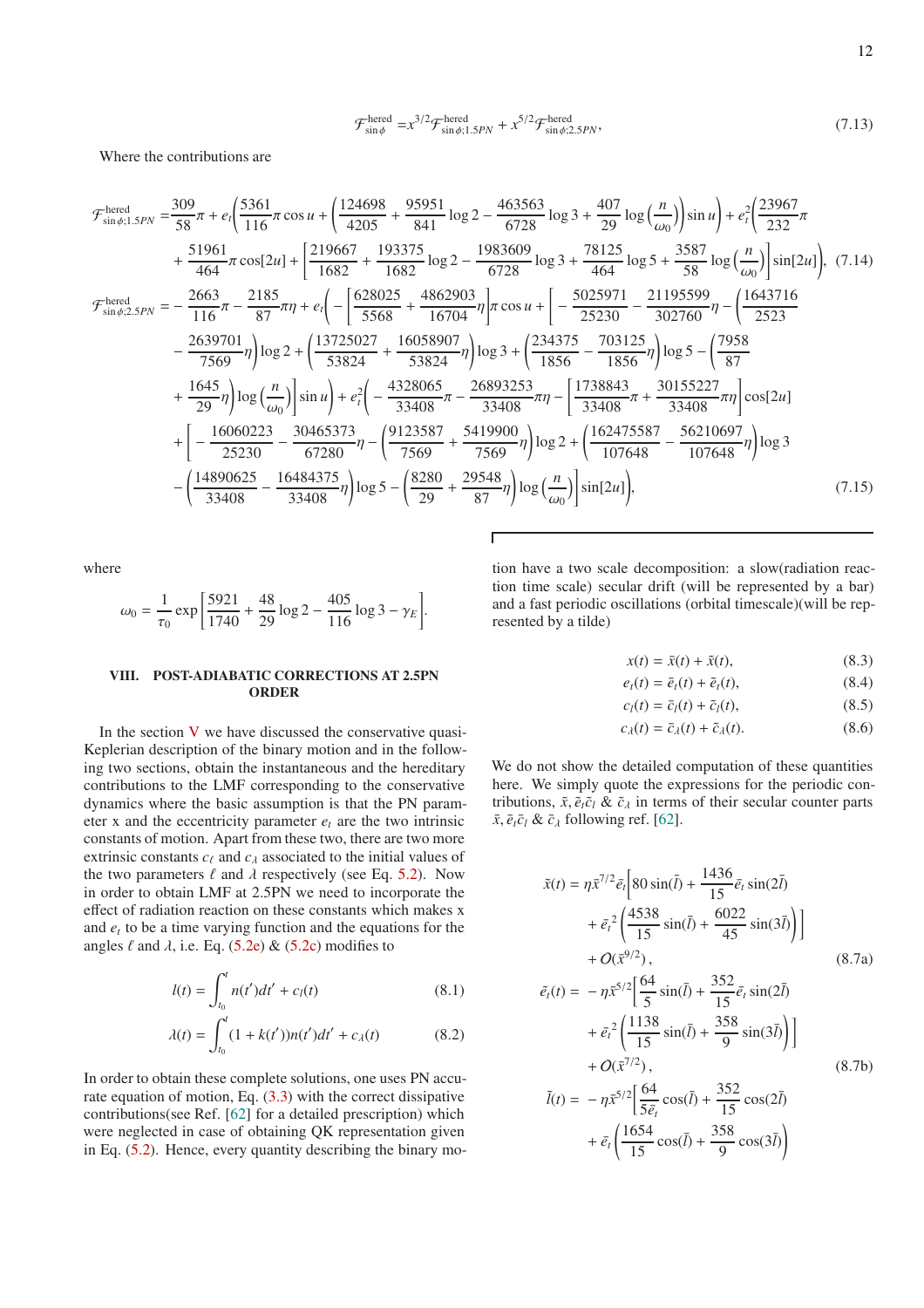$$\mathcal{F}^{\rm hered}_{\sin\phi} = x^{3/2}\mathcal{F}^{\rm hered}_{\sin\phi;1.5PN} + x^{5/2}\mathcal{F}^{\rm hered}_{\sin\phi;2.5PN}, \tag{7.13}$$

Where the contributions are

$$\begin{aligned}
\mathcal{F}^{\rm hered}_{\sin\phi;1.5PN} =& \frac{309}{58}\pi + e_t\Big(\frac{5361}{116}\pi\cos u + \Big(\frac{124698}{4205} + \frac{95951}{841}\log 2 - \frac{463563}{6728}\log 3 + \frac{407}{29}\log\Big(\frac{n}{\omega_0}\Big)\Big)\sin u\Big) + e_t^2\Big(\frac{23967}{232}\pi \\
&+ \frac{51961}{464}\pi\cos[2u] + \Big[\frac{219667}{1682} + \frac{193375}{1682}\log 2 - \frac{1983609}{6728}\log 3 + \frac{78125}{464}\log 5 + \frac{3587}{58}\log\Big(\frac{n}{\omega_0}\Big)\Big]\sin[2u]\Big),
\end{aligned} \tag{7.14}$$

$$\begin{aligned}
\mathcal{F}^{\rm hered}_{\sin\phi;2.5PN} =& -\frac{2663}{116}\pi - \frac{2185}{87}\pi\eta + e_t\Big(-\Big[\frac{628025}{5568} + \frac{4862903}{16704}\eta\Big]\pi\cos u + \Big[-\frac{5025971}{25230} - \frac{21195599}{302760}\eta - \Big(\frac{1643716}{2523} \\
&- \frac{2639701}{7569}\eta\Big)\log 2 + \Big(\frac{13725027}{53824} + \frac{16058907}{53824}\eta\Big)\log 3 + \Big(\frac{234375}{1856} - \frac{703125}{1856}\eta\Big)\log 5 - \Big(\frac{7958}{87} \\
&+ \frac{1645}{29}\eta\Big)\log\Big(\frac{n}{\omega_0}\Big)\Big]\sin u\Big) + e_t^2\Big(-\frac{4328065}{33408}\pi - \frac{26893253}{33408}\pi\eta - \Big[\frac{1738843}{33408}\pi + \frac{30155227}{33408}\pi\eta\Big]\cos[2u] \\
&+ \Big[-\frac{16060223}{25230} - \frac{30465373}{67280}\eta - \Big(\frac{9123587}{7569} + \frac{5419900}{7569}\eta\Big)\log 2 + \Big(\frac{162475587}{107648} - \frac{56210697}{107648}\eta\Big)\log 3 \\
&- \Big(\frac{14890625}{33408} - \frac{16484375}{33408}\eta\Big)\log 5 - \Big(\frac{8280}{29} + \frac{29548}{87}\eta\Big)\log\Big(\frac{n}{\omega_0}\Big)\Big]\sin[2u]\Big),
\end{aligned} \tag{7.15}$$

where

$$\omega_0 = \frac{1}{\tau_0}\exp\Big[\frac{5921}{1740} + \frac{48}{29}\log 2 - \frac{405}{116}\log 3 - \gamma_E\Big].$$

## VIII. POST-ADIABATIC CORRECTIONS AT 2.5PN ORDER

In the section V we have discussed the conservative quasi-Keplerian description of the binary motion and in the following two sections, obtain the instantaneous and the hereditary contributions to the LMF corresponding to the conservative dynamics where the basic assumption is that the PN parameter x and the eccentricity parameter $e_t$ are the two intrinsic constants of motion. Apart from these two, there are two more extrinsic constants $c_\ell$ and $c_\lambda$ associated to the initial values of the two parameters $\ell$ and $\lambda$ respectively (see Eq. 5.2). Now in order to obtain LMF at 2.5PN we need to incorporate the effect of radiation reaction on these constants which makes x and $e_t$ to be a time varying function and the equations for the angles $\ell$ and $\lambda$, i.e. Eq. (5.2e) & (5.2c) modifies to

$$l(t) = \int_{t_0}^{t} n(t')dt' + c_l(t) \tag{8.1}$$

$$\lambda(t) = \int_{t_0}^{t} (1 + k(t'))n(t')dt' + c_\lambda(t) \tag{8.2}$$

In order to obtain these complete solutions, one uses PN accurate equation of motion, Eq. (3.3) with the correct dissipative contributions(see Ref. [62] for a detailed prescription) which were neglected in case of obtaining QK representation given in Eq. (5.2). Hence, every quantity describing the binary motion have a two scale decomposition: a slow(radiation reaction time scale) secular drift (will be represented by a bar) and a fast periodic oscillations (orbital timescale)(will be represented by a tilde)

$$x(t) = \bar{x}(t) + \tilde{x}(t), \tag{8.3}$$

$$e_t(t) = \bar{e}_t(t) + \tilde{e}_t(t), \tag{8.4}$$

$$c_l(t) = \bar{c}_l(t) + \tilde{c}_l(t), \tag{8.5}$$

$$c_\lambda(t) = \bar{c}_\lambda(t) + \tilde{c}_\lambda(t). \tag{8.6}$$

We do not show the detailed computation of these quantities here. We simply quote the expressions for the periodic contributions, $\tilde{x}, \tilde{e}_t \tilde{c}_l$ & $\tilde{c}_\lambda$ in terms of their secular counter parts $\bar{x}, \bar{e}_t \bar{c}_l$ & $\bar{c}_\lambda$ following ref. [62].

$$\begin{aligned}
\tilde{x}(t) =& \ \eta\bar{x}^{7/2}\bar{e}_t\Big[80\sin(\bar{l}) + \frac{1436}{15}\bar{e}_t\sin(2\bar{l}) \\
&+ \bar{e}_t^{\,2}\Big(\frac{4538}{15}\sin(\bar{l}) + \frac{6022}{45}\sin(3\bar{l})\Big)\Big] \\
&+ O(\bar{x}^{9/2}),
\end{aligned} \tag{8.7a}$$

$$\begin{aligned}
\tilde{e}_t(t) =& -\eta\bar{x}^{5/2}\Big[\frac{64}{5}\sin(\bar{l}) + \frac{352}{15}\bar{e}_t\sin(2\bar{l}) \\
&+ \bar{e}_t^{\,2}\Big(\frac{1138}{15}\sin(\bar{l}) + \frac{358}{9}\sin(3\bar{l})\Big)\Big] \\
&+ O(\bar{x}^{7/2}),
\end{aligned} \tag{8.7b}$$

$$\begin{aligned}
\tilde{l}(t) =& -\eta\bar{x}^{5/2}\Big[\frac{64}{5\bar{e}_t}\cos(\bar{l}) + \frac{352}{15}\cos(2\bar{l}) \\
&+ \bar{e}_t\Big(\frac{1654}{15}\cos(\bar{l}) + \frac{358}{9}\cos(3\bar{l})\Big)
\end{aligned}$$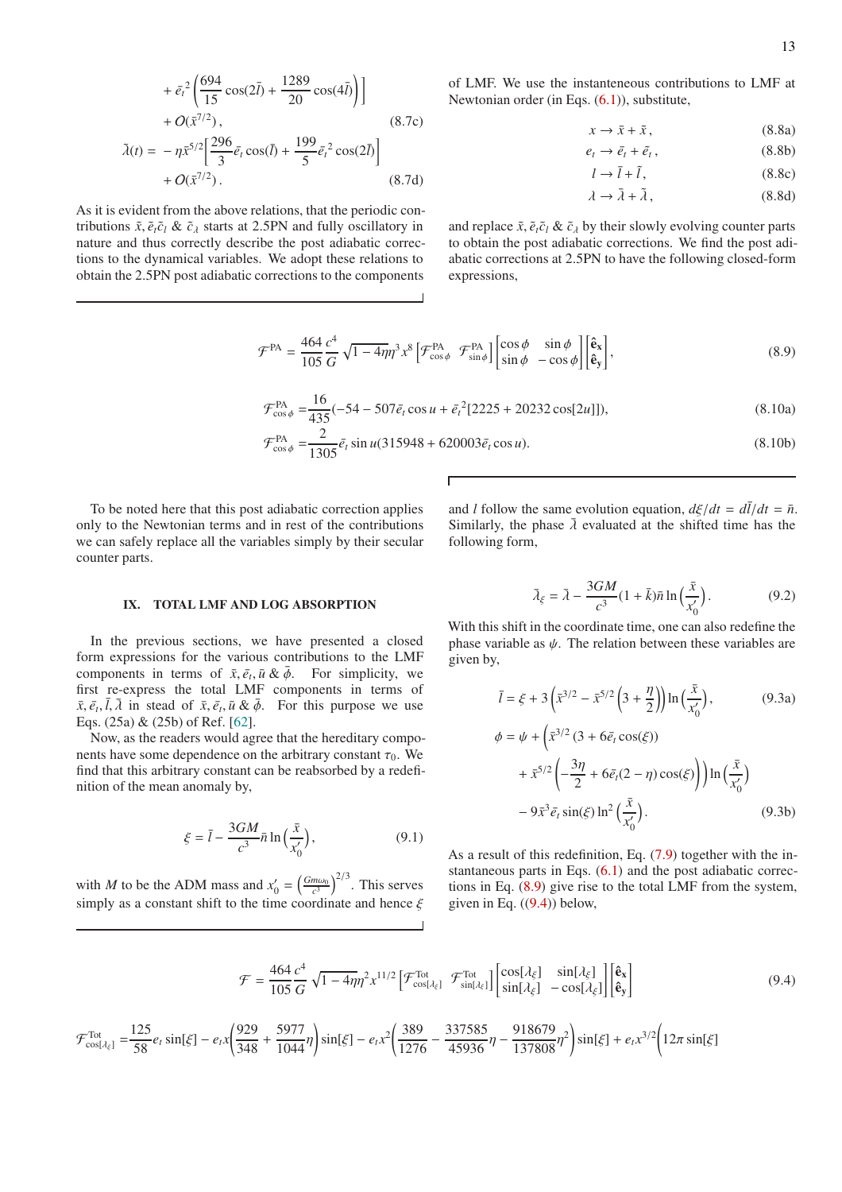$$
+ \bar{e}_t{}^2\left(\frac{694}{15}\cos(2\bar{l}) + \frac{1289}{20}\cos(4\bar{l})\right)\Big]
$$

$$
+ O(\bar{x}^{7/2})\,, \tag{8.7c}
$$

$$
\tilde{\lambda}(t) = -\eta\bar{x}^{5/2}\left[\frac{296}{3}\bar{e}_t\cos(\bar{l}) + \frac{199}{5}\bar{e}_t{}^2\cos(2\bar{l})\right] + O(\bar{x}^{7/2})\,. \tag{8.7d}
$$

As it is evident from the above relations, that the periodic contributions $\tilde{x}, \tilde{e}_t\tilde{c}_l$ & $\tilde{c}_\lambda$ starts at 2.5PN and fully oscillatory in nature and thus correctly describe the post adiabatic corrections to the dynamical variables. We adopt these relations to obtain the 2.5PN post adiabatic corrections to the components of LMF. We use the instanteneous contributions to LMF at Newtonian order (in Eqs. (6.1)), substitute,

$$
x \to \bar{x} + \tilde{x}\,, \tag{8.8a}
$$

$$
e_t \to \bar{e}_t + \tilde{e}_t\,, \tag{8.8b}
$$

$$
l \to \bar{l} + \tilde{l}\,, \tag{8.8c}
$$

$$
\lambda \to \bar{\lambda} + \tilde{\lambda}\,, \tag{8.8d}
$$

and replace $\bar{x}, \bar{e}_t\bar{c}_l$ & $\bar{c}_\lambda$ by their slowly evolving counter parts to obtain the post adiabatic corrections. We find the post adiabatic corrections at 2.5PN to have the following closed-form expressions,

$$
\mathcal{F}^{\rm PA} = \frac{464}{105}\frac{c^4}{G}\sqrt{1-4\eta}\eta^3 x^8 \left[\mathcal{F}^{\rm PA}_{\cos\phi} \;\; \mathcal{F}^{\rm PA}_{\sin\phi}\right]\begin{bmatrix}\cos\phi & \sin\phi \\ \sin\phi & -\cos\phi\end{bmatrix}\begin{bmatrix}\hat{\mathbf{e}}_{\mathbf{x}} \\ \hat{\mathbf{e}}_{\mathbf{y}}\end{bmatrix}, \tag{8.9}
$$

$$
\mathcal{F}^{\rm PA}_{\cos\phi} = \frac{16}{435}(-54 - 507\bar{e}_t\cos u + \bar{e}_t{}^2[2225 + 20232\cos[2u]]), \tag{8.10a}
$$

$$
\mathcal{F}^{\rm PA}_{\cos\phi} = \frac{2}{1305}\bar{e}_t\sin u(315948 + 620003\bar{e}_t\cos u). \tag{8.10b}
$$

To be noted here that this post adiabatic correction applies only to the Newtonian terms and in rest of the contributions we can safely replace all the variables simply by their secular counter parts.

## IX. TOTAL LMF AND LOG ABSORPTION

In the previous sections, we have presented a closed form expressions for the various contributions to the LMF components in terms of $\bar{x}, \bar{e}_t, \bar{u}$ & $\bar{\phi}$. For simplicity, we first re-express the total LMF components in terms of $\bar{x}, \bar{e}_t, \bar{l}, \bar{\lambda}$ in stead of $\bar{x}, \bar{e}_t, \bar{u}$ & $\bar{\phi}$. For this purpose we use Eqs. (25a) & (25b) of Ref. [62].

Now, as the readers would agree that the hereditary components have some dependence on the arbitrary constant $\tau_0$. We find that this arbitrary constant can be reabsorbed by a redefinition of the mean anomaly by,

$$
\xi = \bar{l} - \frac{3GM}{c^3}\bar{n}\ln\left(\frac{\bar{x}}{x_0'}\right), \tag{9.1}
$$

with $M$ to be the ADM mass and $x_0' = \left(\frac{Gm\omega_0}{c^3}\right)^{2/3}$. This serves simply as a constant shift to the time coordinate and hence $\xi$ and $l$ follow the same evolution equation, $d\xi/dt = d\bar{l}/dt = \bar{n}$. Similarly, the phase $\bar{\lambda}$ evaluated at the shifted time has the following form,

$$
\bar{\lambda}_\xi = \bar{\lambda} - \frac{3GM}{c^3}(1+\bar{k})\bar{n}\ln\left(\frac{\bar{x}}{x_0'}\right). \tag{9.2}
$$

With this shift in the coordinate time, one can also redefine the phase variable as $\psi$. The relation between these variables are given by,

$$
\bar{l} = \xi + 3\left(\bar{x}^{3/2} - \bar{x}^{5/2}\left(3 + \frac{\eta}{2}\right)\right)\ln\left(\frac{\bar{x}}{x_0'}\right), \tag{9.3a}
$$

$$
\begin{aligned}
\phi = \psi &+ \Big(\bar{x}^{3/2}\left(3 + 6\bar{e}_t\cos(\xi)\right) \\
&+ \bar{x}^{5/2}\left(-\frac{3\eta}{2} + 6\bar{e}_t(2-\eta)\cos(\xi)\right)\Big)\ln\left(\frac{\bar{x}}{x_0'}\right) \\
&- 9\bar{x}^3\bar{e}_t\sin(\xi)\ln^2\left(\frac{\bar{x}}{x_0'}\right).
\end{aligned} \tag{9.3b}
$$

As a result of this redefinition, Eq. (7.9) together with the instantaneous parts in Eqs. (6.1) and the post adiabatic corrections in Eq. (8.9) give rise to the total LMF from the system, given in Eq. ((9.4)) below,

$$
\mathcal{F} = \frac{464}{105}\frac{c^4}{G}\sqrt{1-4\eta}\eta^2 x^{11/2}\left[\mathcal{F}^{\rm Tot}_{\cos[\lambda_\xi]} \;\; \mathcal{F}^{\rm Tot}_{\sin[\lambda_\xi]}\right]\begin{bmatrix}\cos[\lambda_\xi] & \sin[\lambda_\xi] \\ \sin[\lambda_\xi] & -\cos[\lambda_\xi]\end{bmatrix}\begin{bmatrix}\hat{\mathbf{e}}_{\mathbf{x}} \\ \hat{\mathbf{e}}_{\mathbf{y}}\end{bmatrix} \tag{9.4}
$$

$$
\mathcal{F}^{\rm Tot}_{\cos[\lambda_\xi]} = \frac{125}{58}e_t\sin[\xi] - e_t x\left(\frac{929}{348} + \frac{5977}{1044}\eta\right)\sin[\xi] - e_t x^2\left(\frac{389}{1276} - \frac{337585}{45936}\eta - \frac{918679}{137808}\eta^2\right)\sin[\xi] + e_t x^{3/2}\Big(12\pi\sin[\xi]
$$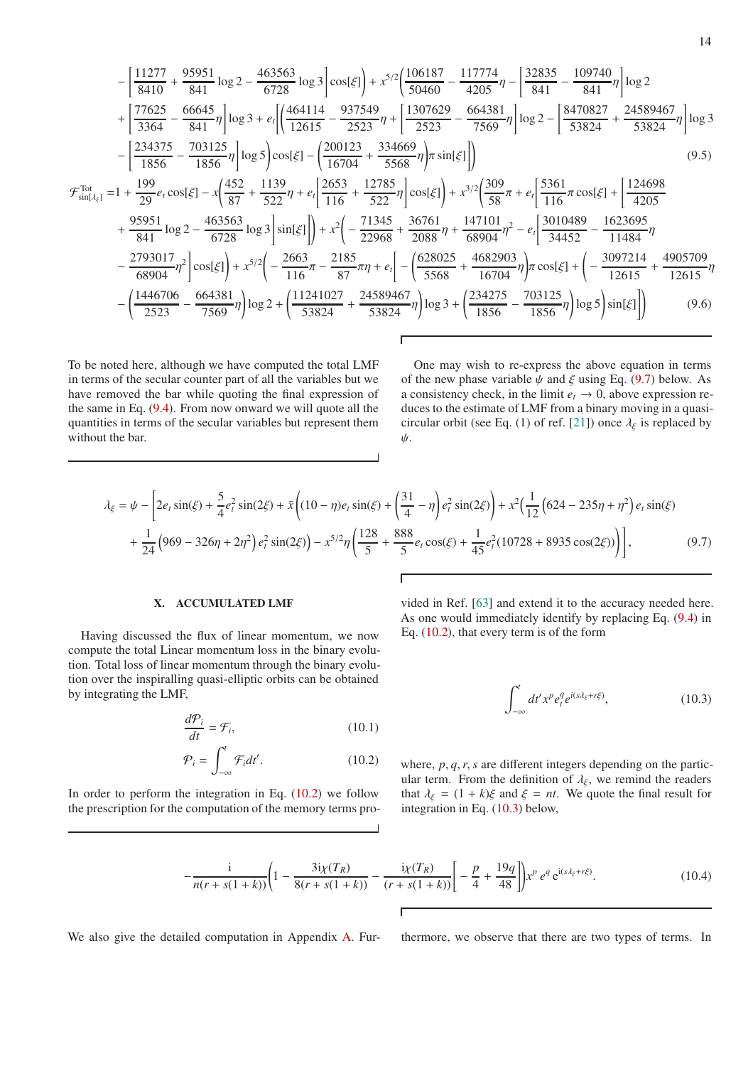$$
-\left[\frac{11277}{8410}+\frac{95951}{841}\log 2-\frac{463563}{6728}\log 3\right]\cos[\xi]\Bigg)+x^{5/2}\Bigg(\frac{106187}{50460}-\frac{117774}{4205}\eta-\left[\frac{32835}{841}-\frac{109740}{841}\eta\right]\log 2
$$

$$
+\left[\frac{77625}{3364}-\frac{66645}{841}\eta\right]\log 3+e_t\Bigg[\Bigg(\frac{464114}{12615}-\frac{937549}{2523}\eta+\left[\frac{1307629}{2523}-\frac{664381}{7569}\eta\right]\log 2-\left[\frac{8470827}{53824}+\frac{24589467}{53824}\eta\right]\log 3
$$

$$
-\left[\frac{234375}{1856}-\frac{703125}{1856}\eta\right]\log 5\Bigg)\cos[\xi]-\left(\frac{200123}{16704}+\frac{334669}{5568}\eta\right)\pi\sin[\xi]\Bigg]\Bigg) \tag{9.5}
$$

$$
\mathcal{F}^{\rm Tot}_{\sin[\lambda_\xi]}=1+\frac{199}{29}e_t\cos[\xi]-x\Bigg(\frac{452}{87}+\frac{1139}{522}\eta+e_t\left[\frac{2653}{116}+\frac{12785}{522}\eta\right]\cos[\xi]\Bigg)+x^{3/2}\Bigg(\frac{309}{58}\pi+e_t\Bigg[\frac{5361}{116}\pi\cos[\xi]+\Bigg[\frac{124698}{4205}
$$

$$
+\frac{95951}{841}\log 2-\frac{463563}{6728}\log 3\Bigg]\sin[\xi]\Bigg]\Bigg)+x^2\Bigg(-\frac{71345}{22968}+\frac{36761}{2088}\eta+\frac{147101}{68904}\eta^2-e_t\Bigg[\frac{3010489}{34452}-\frac{1623695}{11484}\eta
$$

$$
-\frac{2793017}{68904}\eta^2\Bigg]\cos[\xi]\Bigg)+x^{5/2}\Bigg(-\frac{2663}{116}\pi-\frac{2185}{87}\pi\eta+e_t\Bigg[-\left(\frac{628025}{5568}+\frac{4682903}{16704}\eta\right)\pi\cos[\xi]+\Bigg(-\frac{3097214}{12615}+\frac{4905709}{12615}\eta
$$

$$
-\left(\frac{1446706}{2523}-\frac{664381}{7569}\eta\right)\log 2+\left(\frac{11241027}{53824}+\frac{24589467}{53824}\eta\right)\log 3+\left(\frac{234275}{1856}-\frac{703125}{1856}\eta\right)\log 5\Bigg)\sin[\xi]\Bigg]\Bigg) \tag{9.6}
$$

To be noted here, although we have computed the total LMF in terms of the secular counter part of all the variables but we have removed the bar while quoting the final expression of the same in Eq. (9.4). From now onward we will quote all the quantities in terms of the secular variables but represent them without the bar.

One may wish to re-express the above equation in terms of the new phase variable $\psi$ and $\xi$ using Eq. (9.7) below. As a consistency check, in the limit $e_t \to 0$, above expression reduces to the estimate of LMF from a binary moving in a quasi-circular orbit (see Eq. (1) of ref. [21]) once $\lambda_\xi$ is replaced by $\psi$.

$$
\lambda_\xi=\psi-\Bigg[2e_t\sin(\xi)+\frac{5}{4}e_t^2\sin(2\xi)+\bar{x}\left((10-\eta)e_t\sin(\xi)+\left(\frac{31}{4}-\eta\right)e_t^2\sin(2\xi)\right)+x^2\Big(\frac{1}{12}\left(624-235\eta+\eta^2\right)e_t\sin(\xi)
$$

$$
+\frac{1}{24}\left(969-326\eta+2\eta^2\right)e_t^2\sin(2\xi)\Big)-x^{5/2}\eta\left(\frac{128}{5}+\frac{888}{5}e_t\cos(\xi)+\frac{1}{45}e_t^2(10728+8935\cos(2\xi))\right)\Bigg], \tag{9.7}
$$

## X. ACCUMULATED LMF

Having discussed the flux of linear momentum, we now compute the total Linear momentum loss in the binary evolution. Total loss of linear momentum through the binary evolution over the inspiralling quasi-elliptic orbits can be obtained by integrating the LMF,

$$
\frac{d\mathcal{P}_i}{dt}=\mathcal{F}_i, \tag{10.1}
$$

$$
\mathcal{P}_i=\int_{-\infty}^{t}\mathcal{F}_i dt'. \tag{10.2}
$$

In order to perform the integration in Eq. (10.2) we follow the prescription for the computation of the memory terms provided in Ref. [63] and extend it to the accuracy needed here. As one would immediately identify by replacing Eq. (9.4) in Eq. (10.2), that every term is of the form

$$
\int_{-\infty}^{t}dt'\,x^p e_t^q e^{i(s\lambda_\xi+r\xi)}, \tag{10.3}
$$

where, $p, q, r, s$ are different integers depending on the particular term. From the definition of $\lambda_\xi$, we remind the readers that $\lambda_\xi = (1+k)\xi$ and $\xi = nt$. We quote the final result for integration in Eq. (10.3) below,

$$
-\frac{\mathrm{i}}{n(r+s(1+k))}\left(1-\frac{3\mathrm{i}\chi(T_R)}{8(r+s(1+k))}-\frac{\mathrm{i}\chi(T_R)}{(r+s(1+k))}\left[-\frac{p}{4}+\frac{19q}{48}\right]\right)x^p\,e^q\,\mathrm{e}^{\mathrm{i}(s\lambda_\xi+r\xi)}. \tag{10.4}
$$

We also give the detailed computation in Appendix A. Furthermore, we observe that there are two types of terms. In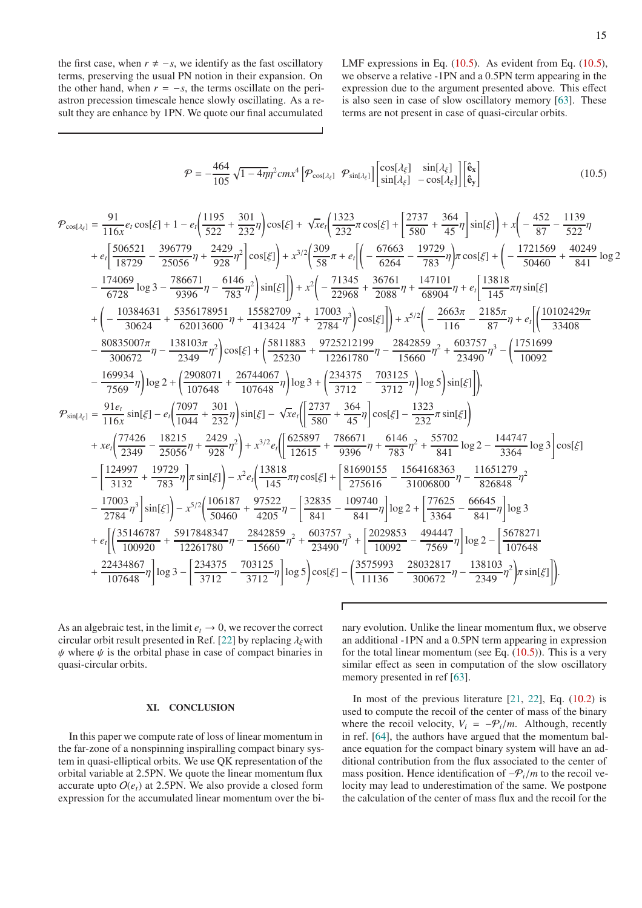the first case, when $r \neq -s$, we identify as the fast oscillatory terms, preserving the usual PN notion in their expansion. On the other hand, when $r = -s$, the terms oscillate on the periastron precession timescale hence slowly oscillating. As a result they are enhance by 1PN. We quote our final accumulated LMF expressions in Eq. (10.5). As evident from Eq. (10.5), we observe a relative -1PN and a 0.5PN term appearing in the expression due to the argument presented above. This effect is also seen in case of slow oscillatory memory [63]. These terms are not present in case of quasi-circular orbits.

$$
\mathcal{P} = -\frac{464}{105}\sqrt{1-4\eta}\,\eta^2 c m x^4 \begin{bmatrix}\mathcal{P}_{\cos[\lambda_\xi]} & \mathcal{P}_{\sin[\lambda_\xi]}\end{bmatrix}\begin{bmatrix}\cos[\lambda_\xi] & \sin[\lambda_\xi]\\ \sin[\lambda_\xi] & -\cos[\lambda_\xi]\end{bmatrix}\begin{bmatrix}\hat{\mathbf{e}}_{\mathbf{x}}\\ \hat{\mathbf{e}}_{\mathbf{y}}\end{bmatrix} \tag{10.5}
$$

$$
\begin{aligned}
\mathcal{P}_{\cos[\lambda_\xi]} = {}& \frac{91}{116x}e_t\cos[\xi] + 1 - e_t\left(\frac{1195}{522}+\frac{301}{232}\eta\right)\cos[\xi] + \sqrt{x}e_t\left(\frac{1323}{232}\pi\cos[\xi] + \left[\frac{2737}{580}+\frac{364}{45}\eta\right]\sin[\xi]\right) + x\left(-\frac{452}{87}-\frac{1139}{522}\eta\right.\\
&+ e_t\left[\frac{506521}{18729}-\frac{396779}{25056}\eta+\frac{2429}{928}\eta^2\right]\cos[\xi]\Bigg) + x^{3/2}\left(\frac{309}{58}\pi + e_t\left[\left(-\frac{67663}{6264}-\frac{19729}{783}\eta\right)\pi\cos[\xi] + \left(-\frac{1721569}{50460}+\frac{40249}{841}\log 2\right.\right.\right.\\
&\left.\left.\left.-\frac{174069}{6728}\log 3-\frac{786671}{9396}\eta-\frac{6146}{783}\eta^2\right)\sin[\xi]\right]\right) + x^2\left(-\frac{71345}{22968}+\frac{36761}{2088}\eta+\frac{147101}{68904}\eta + e_t\left[\frac{13818}{145}\pi\eta\sin[\xi]\right.\right.\\
&\left.\left.+\left(-\frac{10384631}{30624}+\frac{5356178951}{62013600}\eta+\frac{15582709}{413424}\eta^2+\frac{17003}{2784}\eta^3\right)\cos[\xi]\right]\right) + x^{5/2}\left(-\frac{2663\pi}{116}-\frac{2185\pi}{87}\eta + e_t\left[\left(\frac{10102429\pi}{33408}\right.\right.\right.\\
&\left.-\frac{80835007\pi}{300672}\eta-\frac{138103\pi}{2349}\eta^2\right)\cos[\xi] + \left(\frac{5811883}{25230}+\frac{9725212199}{12261780}\eta-\frac{2842859}{15660}\eta^2+\frac{603757}{23490}\eta^3-\left(\frac{1751699}{10092}\right.\right.\\
&\left.\left.\left.\left.-\frac{169934}{7569}\eta\right)\log 2+\left(\frac{2908071}{107648}+\frac{26744067}{107648}\eta\right)\log 3+\left(\frac{234375}{3712}-\frac{703125}{3712}\eta\right)\log 5\right)\sin[\xi]\right]\right),\\
\mathcal{P}_{\sin[\lambda_\xi]} = {}& \frac{91e_t}{116x}\sin[\xi] - e_t\left(\frac{7097}{1044}+\frac{301}{232}\eta\right)\sin[\xi] - \sqrt{x}e_t\left(\left[\frac{2737}{580}+\frac{364}{45}\eta\right]\cos[\xi]-\frac{1323}{232}\pi\sin[\xi]\right)\\
&+ xe_t\left(\frac{77426}{2349}-\frac{18215}{25056}\eta+\frac{2429}{928}\eta^2\right) + x^{3/2}e_t\left(\left[\frac{625897}{12615}+\frac{786671}{9396}\eta+\frac{6146}{783}\eta^2+\frac{55702}{841}\log 2-\frac{144747}{3364}\log 3\right]\cos[\xi]\right.\\
&\left.-\left[\frac{124997}{3132}+\frac{19729}{783}\eta\right]\pi\sin[\xi]\right) - x^2e_t\left(\frac{13818}{145}\pi\eta\cos[\xi]+\left[\frac{81690155}{275616}-\frac{1564168363}{31006800}\eta-\frac{11651279}{826848}\eta^2\right.\right.\\
&\left.\left.-\frac{17003}{2784}\eta^3\right]\sin[\xi]\right) - x^{5/2}\left(\frac{106187}{50460}+\frac{97522}{4205}\eta-\left[\frac{32835}{841}-\frac{109740}{841}\eta\right]\log 2+\left[\frac{77625}{3364}-\frac{66645}{841}\eta\right]\log 3\right.\\
&+e_t\left[\left(\frac{35146787}{100920}+\frac{5917848347}{12261780}\eta-\frac{2842859}{15660}\eta^2+\frac{603757}{23490}\eta^3+\left[\frac{2029853}{10092}-\frac{494447}{7569}\eta\right]\log 2-\left[\frac{5678271}{107648}\right.\right.\right.\\
&\left.\left.\left.\left.+\frac{22434867}{107648}\eta\right]\log 3-\left[\frac{234375}{3712}-\frac{703125}{3712}\eta\right]\log 5\right)\cos[\xi]-\left(\frac{3575993}{11136}-\frac{28032817}{300672}\eta-\frac{138103}{2349}\eta^2\right)\pi\sin[\xi]\right]\right).
\end{aligned}
$$

As an algebraic test, in the limit $e_t \to 0$, we recover the correct circular orbit result presented in Ref. [22] by replacing $\lambda_\xi$ with $\psi$ where $\psi$ is the orbital phase in case of compact binaries in quasi-circular orbits.

## XI. CONCLUSION

In this paper we compute rate of loss of linear momentum in the far-zone of a nonspinning inspiralling compact binary system in quasi-elliptical orbits. We use QK representation of the orbital variable at 2.5PN. We quote the linear momentum flux accurate upto $O(e_t)$ at 2.5PN. We also provide a closed form expression for the accumulated linear momentum over the binary evolution. Unlike the linear momentum flux, we observe an additional -1PN and a 0.5PN term appearing in expression for the total linear momentum (see Eq. (10.5)). This is a very similar effect as seen in computation of the slow oscillatory memory presented in ref [63].

In most of the previous literature [21, 22], Eq. (10.2) is used to compute the recoil of the center of mass of the binary where the recoil velocity, $V_i = -\mathcal{P}_i/m$. Although, recently in ref. [64], the authors have argued that the momentum balance equation for the compact binary system will have an additional contribution from the flux associated to the center of mass position. Hence identification of $-\mathcal{P}_i/m$ to the recoil velocity may lead to underestimation of the same. We postpone the calculation of the center of mass flux and the recoil for the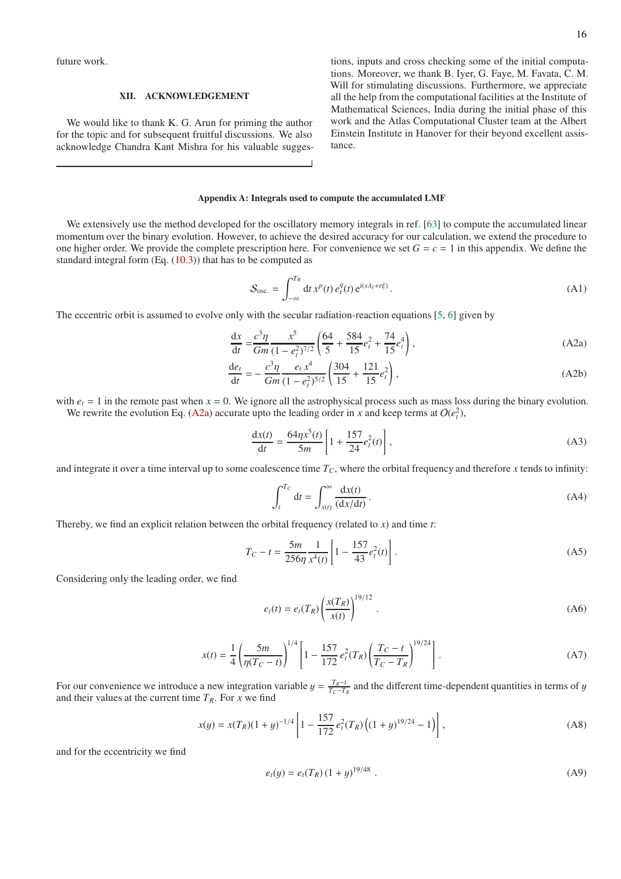future work.

## XII. ACKNOWLEDGEMENT

We would like to thank K. G. Arun for priming the author for the topic and for subsequent fruitful discussions. We also acknowledge Chandra Kant Mishra for his valuable suggestions, inputs and cross checking some of the initial computations. Moreover, we thank B. Iyer, G. Faye, M. Favata, C. M. Will for stimulating discussions. Furthermore, we appreciate all the help from the computational facilities at the Institute of Mathematical Sciences, India during the initial phase of this work and the Atlas Computational Cluster team at the Albert Einstein Institute in Hanover for their beyond excellent assistance.

---

### Appendix A: Integrals used to compute the accumulated LMF

We extensively use the method developed for the oscillatory memory integrals in ref. [63] to compute the accumulated linear momentum over the binary evolution. However, to achieve the desired accuracy for our calculation, we extend the procedure to one higher order. We provide the complete prescription here. For convenience we set $G = c = 1$ in this appendix. We define the standard integral form (Eq. (10.3)) that has to be computed as

$$\mathcal{S}_{\rm osc.} = \int_{-\infty}^{T_R} \mathrm{d}t\, x^p(t)\, e_t^q(t)\, \mathrm{e}^{\mathrm{i}(s\lambda_\xi + r\xi)}\,. \tag{A1}$$

The eccentric orbit is assumed to evolve only with the secular radiation-reaction equations [5, 6] given by

$$\frac{\mathrm{d}x}{\mathrm{d}t} = \frac{c^3\eta}{Gm}\frac{x^5}{(1-e_t^2)^{7/2}}\left(\frac{64}{5} + \frac{584}{15}e_t^2 + \frac{74}{15}e_t^4\right), \tag{A2a}$$

$$\frac{\mathrm{d}e_t}{\mathrm{d}t} = -\frac{c^3\eta}{Gm}\frac{e_t\, x^4}{(1-e_t^2)^{5/2}}\left(\frac{304}{15} + \frac{121}{15}e_t^2\right), \tag{A2b}$$

with $e_t = 1$ in the remote past when $x = 0$. We ignore all the astrophysical process such as mass loss during the binary evolution.

We rewrite the evolution Eq. (A2a) accurate upto the leading order in $x$ and keep terms at $O(e_t^2)$,

$$\frac{\mathrm{d}x(t)}{\mathrm{d}t} = \frac{64\eta x^5(t)}{5m}\left[1 + \frac{157}{24}e_t^2(t)\right], \tag{A3}$$

and integrate it over a time interval up to some coalescence time $T_C$, where the orbital frequency and therefore $x$ tends to infinity:

$$\int_t^{T_C} \mathrm{d}t = \int_{x(t)}^{\infty} \frac{\mathrm{d}x(t)}{(\mathrm{d}x/\mathrm{d}t)}\,. \tag{A4}$$

Thereby, we find an explicit relation between the orbital frequency (related to $x$) and time $t$:

$$T_C - t = \frac{5m}{256\eta}\frac{1}{x^4(t)}\left[1 - \frac{157}{43}e_t^2(t)\right]. \tag{A5}$$

Considering only the leading order, we find

$$e_t(t) = e_t(T_R)\left(\frac{x(T_R)}{x(t)}\right)^{19/12}. \tag{A6}$$

$$x(t) = \frac{1}{4}\left(\frac{5m}{\eta(T_C - t)}\right)^{1/4}\left[1 - \frac{157}{172}\,e_t^2(T_R)\left(\frac{T_C - t}{T_C - T_R}\right)^{19/24}\right]. \tag{A7}$$

For our convenience we introduce a new integration variable $y = \frac{T_R - t}{T_C - T_R}$ and the different time-dependent quantities in terms of $y$ and their values at the current time $T_R$. For $x$ we find

$$x(y) = x(T_R)(1+y)^{-1/4}\left[1 - \frac{157}{172}\,e_t^2(T_R)\left((1+y)^{19/24} - 1\right)\right], \tag{A8}$$

and for the eccentricity we find

$$e_t(y) = e_t(T_R)\,(1+y)^{19/48}\,. \tag{A9}$$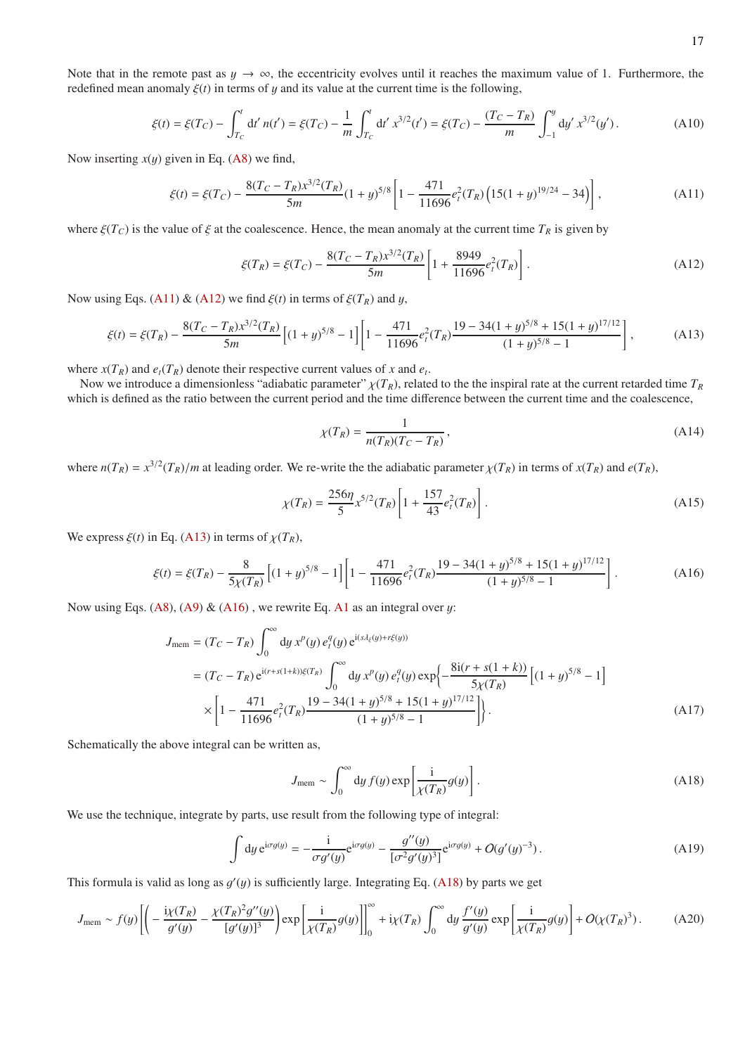Note that in the remote past as $y \to \infty$, the eccentricity evolves until it reaches the maximum value of 1. Furthermore, the redefined mean anomaly $\xi(t)$ in terms of $y$ and its value at the current time is the following,

$$\xi(t) = \xi(T_C) - \int_{T_C}^{t} \mathrm{d}t'\, n(t') = \xi(T_C) - \frac{1}{m}\int_{T_C}^{t} \mathrm{d}t'\, x^{3/2}(t') = \xi(T_C) - \frac{(T_C - T_R)}{m}\int_{-1}^{y} \mathrm{d}y'\, x^{3/2}(y') \,. \tag{A10}$$

Now inserting $x(y)$ given in Eq. (A8) we find,

$$\xi(t) = \xi(T_C) - \frac{8(T_C - T_R)x^{3/2}(T_R)}{5m}(1+y)^{5/8}\left[1 - \frac{471}{11696}e_t^2(T_R)\left(15(1+y)^{19/24} - 34\right)\right], \tag{A11}$$

where $\xi(T_C)$ is the value of $\xi$ at the coalescence. Hence, the mean anomaly at the current time $T_R$ is given by

$$\xi(T_R) = \xi(T_C) - \frac{8(T_C - T_R)x^{3/2}(T_R)}{5m}\left[1 + \frac{8949}{11696}e_t^2(T_R)\right]. \tag{A12}$$

Now using Eqs. (A11) & (A12) we find $\xi(t)$ in terms of $\xi(T_R)$ and $y$,

$$\xi(t) = \xi(T_R) - \frac{8(T_C - T_R)x^{3/2}(T_R)}{5m}\left[(1+y)^{5/8} - 1\right]\left[1 - \frac{471}{11696}e_t^2(T_R)\frac{19 - 34(1+y)^{5/8} + 15(1+y)^{17/12}}{(1+y)^{5/8} - 1}\right], \tag{A13}$$

where $x(T_R)$ and $e_t(T_R)$ denote their respective current values of $x$ and $e_t$.

Now we introduce a dimensionless "adiabatic parameter" $\chi(T_R)$, related to the the inspiral rate at the current retarded time $T_R$ which is defined as the ratio between the current period and the time difference between the current time and the coalescence,

$$\chi(T_R) = \frac{1}{n(T_R)(T_C - T_R)}, \tag{A14}$$

where $n(T_R) = x^{3/2}(T_R)/m$ at leading order. We re-write the the adiabatic parameter $\chi(T_R)$ in terms of $x(T_R)$ and $e(T_R)$,

$$\chi(T_R) = \frac{256\eta}{5}x^{5/2}(T_R)\left[1 + \frac{157}{43}e_t^2(T_R)\right]. \tag{A15}$$

We express $\xi(t)$ in Eq. (A13) in terms of $\chi(T_R)$,

$$\xi(t) = \xi(T_R) - \frac{8}{5\chi(T_R)}\left[(1+y)^{5/8} - 1\right]\left[1 - \frac{471}{11696}e_t^2(T_R)\frac{19 - 34(1+y)^{5/8} + 15(1+y)^{17/12}}{(1+y)^{5/8} - 1}\right]. \tag{A16}$$

Now using Eqs. (A8), (A9) & (A16) , we rewrite Eq. A1 as an integral over $y$:

$$\begin{aligned}
J_{\text{mem}} &= (T_C - T_R)\int_0^{\infty} \mathrm{d}y\, x^p(y)\, e_t^q(y)\, \mathrm{e}^{\mathrm{i}(s\lambda_\xi(y) + r\xi(y))} \\
&= (T_C - T_R)\,\mathrm{e}^{\mathrm{i}(r + s(1+k))\xi(T_R)}\int_0^{\infty} \mathrm{d}y\, x^p(y)\, e_t^q(y)\exp\Bigg\{-\frac{8\mathrm{i}(r + s(1+k))}{5\chi(T_R)}\left[(1+y)^{5/8} - 1\right] \\
&\quad\times\left[1 - \frac{471}{11696}e_t^2(T_R)\frac{19 - 34(1+y)^{5/8} + 15(1+y)^{17/12}}{(1+y)^{5/8} - 1}\right]\Bigg\}.
\end{aligned} \tag{A17}$$

Schematically the above integral can be written as,

$$J_{\text{mem}} \sim \int_0^{\infty} \mathrm{d}y\, f(y)\exp\left[\frac{\mathrm{i}}{\chi(T_R)}g(y)\right]. \tag{A18}$$

We use the technique, integrate by parts, use result from the following type of integral:

$$\int \mathrm{d}y\, \mathrm{e}^{\mathrm{i}\sigma g(y)} = -\frac{\mathrm{i}}{\sigma g'(y)}\mathrm{e}^{\mathrm{i}\sigma g(y)} - \frac{g''(y)}{[\sigma^2 g'(y)^3]}\mathrm{e}^{\mathrm{i}\sigma g(y)} + O(g'(y)^{-3})\,. \tag{A19}$$

This formula is valid as long as $g'(y)$ is sufficiently large. Integrating Eq. (A18) by parts we get

$$J_{\text{mem}} \sim f(y)\left[\left(-\frac{\mathrm{i}\chi(T_R)}{g'(y)} - \frac{\chi(T_R)^2 g''(y)}{[g'(y)]^3}\right)\exp\left[\frac{\mathrm{i}}{\chi(T_R)}g(y)\right]\right]_0^{\infty} + \mathrm{i}\chi(T_R)\int_0^{\infty} \mathrm{d}y\, \frac{f'(y)}{g'(y)}\exp\left[\frac{\mathrm{i}}{\chi(T_R)}g(y)\right] + O(\chi(T_R)^3)\,. \tag{A20}$$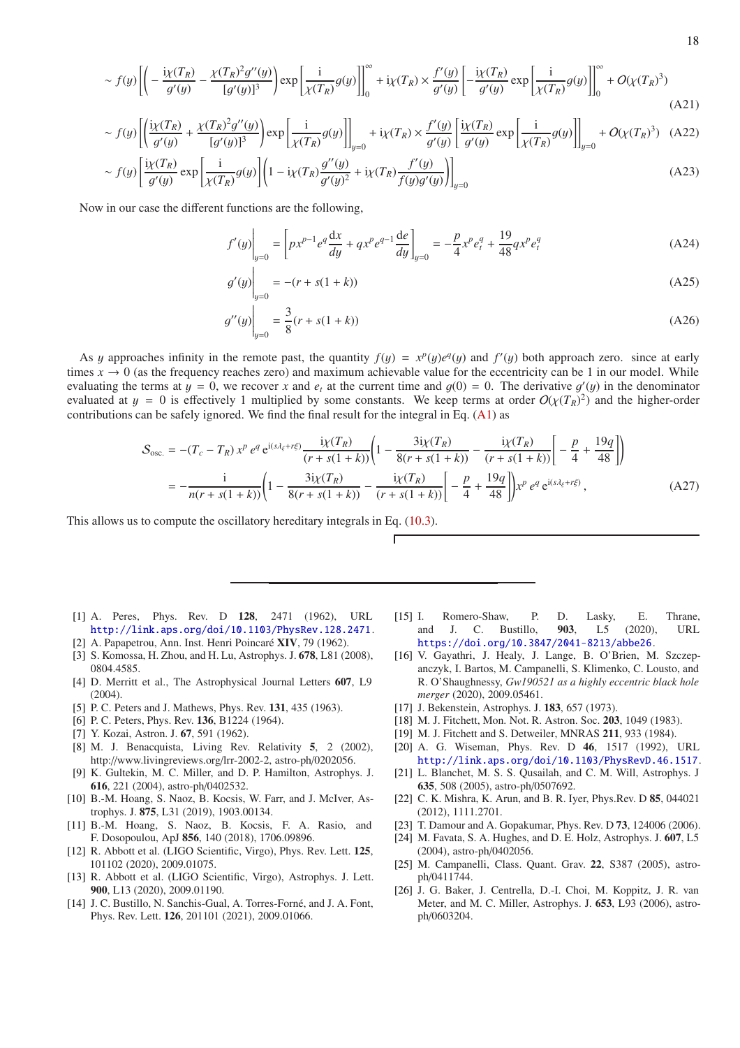$$\sim f(y)\left[\left(-\frac{\mathrm{i}\chi(T_R)}{g'(y)}-\frac{\chi(T_R)^2 g''(y)}{[g'(y)]^3}\right)\exp\left[\frac{\mathrm{i}}{\chi(T_R)}g(y)\right]\right]_0^{\infty}+\mathrm{i}\chi(T_R)\times\frac{f'(y)}{g'(y)}\left[-\frac{\mathrm{i}\chi(T_R)}{g'(y)}\exp\left[\frac{\mathrm{i}}{\chi(T_R)}g(y)\right]\right]_0^{\infty}+O(\chi(T_R)^3) \tag{A21}$$

$$\sim f(y)\left[\left(\frac{\mathrm{i}\chi(T_R)}{g'(y)}+\frac{\chi(T_R)^2 g''(y)}{[g'(y)]^3}\right)\exp\left[\frac{\mathrm{i}}{\chi(T_R)}g(y)\right]\right]_{y=0}+\mathrm{i}\chi(T_R)\times\frac{f'(y)}{g'(y)}\left[\frac{\mathrm{i}\chi(T_R)}{g'(y)}\exp\left[\frac{\mathrm{i}}{\chi(T_R)}g(y)\right]\right]_{y=0}+O(\chi(T_R)^3) \tag{A22}$$

$$\sim f(y)\left[\frac{\mathrm{i}\chi(T_R)}{g'(y)}\exp\left[\frac{\mathrm{i}}{\chi(T_R)}g(y)\right]\left(1-\mathrm{i}\chi(T_R)\frac{g''(y)}{g'(y)^2}+\mathrm{i}\chi(T_R)\frac{f'(y)}{f(y)g'(y)}\right)\right]_{y=0} \tag{A23}$$

Now in our case the different functions are the following,

$$f'(y)\bigg|_{y=0}=\left[px^{p-1}e^q\frac{\mathrm{d}x}{dy}+qx^pe^{q-1}\frac{\mathrm{d}e}{dy}\right]_{y=0}=-\frac{p}{4}x^pe_t^q+\frac{19}{48}qx^pe_t^q \tag{A24}$$

$$g'(y)\bigg|_{y=0}=-(r+s(1+k)) \tag{A25}$$

$$g''(y)\bigg|_{y=0}=\frac{3}{8}(r+s(1+k)) \tag{A26}$$

As $y$ approaches infinity in the remote past, the quantity $f(y)=x^p(y)e^q(y)$ and $f'(y)$ both approach zero. since at early times $x\to 0$ (as the frequency reaches zero) and maximum achievable value for the eccentricity can be 1 in our model. While evaluating the terms at $y=0$, we recover $x$ and $e_t$ at the current time and $g(0)=0$. The derivative $g'(y)$ in the denominator evaluated at $y=0$ is effectively 1 multiplied by some constants. We keep terms at order $O(\chi(T_R)^2)$ and the higher-order contributions can be safely ignored. We find the final result for the integral in Eq. (A1) as

$$\begin{aligned}\mathcal{S}_{\text{osc.}}&=-(T_c-T_R)\,x^p\,e^q\,\mathrm{e}^{\mathrm{i}(s\lambda_\xi+r\xi)}\frac{\mathrm{i}\chi(T_R)}{(r+s(1+k))}\left(1-\frac{3\mathrm{i}\chi(T_R)}{8(r+s(1+k))}-\frac{\mathrm{i}\chi(T_R)}{(r+s(1+k))}\left[-\frac{p}{4}+\frac{19q}{48}\right]\right)\\&=-\frac{\mathrm{i}}{n(r+s(1+k))}\left(1-\frac{3\mathrm{i}\chi(T_R)}{8(r+s(1+k))}-\frac{\mathrm{i}\chi(T_R)}{(r+s(1+k))}\left[-\frac{p}{4}+\frac{19q}{48}\right]\right)x^p\,e^q\,\mathrm{e}^{\mathrm{i}(s\lambda_\xi+r\xi)}\,,\end{aligned} \tag{A27}$$

This allows us to compute the oscillatory hereditary integrals in Eq. (10.3).

---

[1] A. Peres, Phys. Rev. D **128**, 2471 (1962), URL http://link.aps.org/doi/10.1103/PhysRev.128.2471.
[2] A. Papapetrou, Ann. Inst. Henri Poincaré **XIV**, 79 (1962).
[3] S. Komossa, H. Zhou, and H. Lu, Astrophys. J. **678**, L81 (2008), 0804.4585.
[4] D. Merritt et al., The Astrophysical Journal Letters **607**, L9 (2004).
[5] P. C. Peters and J. Mathews, Phys. Rev. **131**, 435 (1963).
[6] P. C. Peters, Phys. Rev. **136**, B1224 (1964).
[7] Y. Kozai, Astron. J. **67**, 591 (1962).
[8] M. J. Benacquista, Living Rev. Relativity **5**, 2 (2002), http://www.livingreviews.org/lrr-2002-2, astro-ph/0202056.
[9] K. Gultekin, M. C. Miller, and D. P. Hamilton, Astrophys. J. **616**, 221 (2004), astro-ph/0402532.
[10] B.-M. Hoang, S. Naoz, B. Kocsis, W. Farr, and J. McIver, Astrophys. J. **875**, L31 (2019), 1903.00134.
[11] B.-M. Hoang, S. Naoz, B. Kocsis, F. A. Rasio, and F. Dosopoulou, ApJ **856**, 140 (2018), 1706.09896.
[12] R. Abbott et al. (LIGO Scientific, Virgo), Phys. Rev. Lett. **125**, 101102 (2020), 2009.01075.
[13] R. Abbott et al. (LIGO Scientific, Virgo), Astrophys. J. Lett. **900**, L13 (2020), 2009.01190.
[14] J. C. Bustillo, N. Sanchis-Gual, A. Torres-Forné, and J. A. Font, Phys. Rev. Lett. **126**, 201101 (2021), 2009.01066.
[15] I. Romero-Shaw, P. D. Lasky, E. Thrane, and J. C. Bustillo, **903**, L5 (2020), URL https://doi.org/10.3847/2041-8213/abbe26.
[16] V. Gayathri, J. Healy, J. Lange, B. O'Brien, M. Szczepanczyk, I. Bartos, M. Campanelli, S. Klimenko, C. Lousto, and R. O'Shaughnessy, *Gw190521 as a highly eccentric black hole merger* (2020), 2009.05461.
[17] J. Bekenstein, Astrophys. J. **183**, 657 (1973).
[18] M. J. Fitchett, Mon. Not. R. Astron. Soc. **203**, 1049 (1983).
[19] M. J. Fitchett and S. Detweiler, MNRAS **211**, 933 (1984).
[20] A. G. Wiseman, Phys. Rev. D **46**, 1517 (1992), URL http://link.aps.org/doi/10.1103/PhysRevD.46.1517.
[21] L. Blanchet, M. S. S. Qusailah, and C. M. Will, Astrophys. J **635**, 508 (2005), astro-ph/0507692.
[22] C. K. Mishra, K. Arun, and B. R. Iyer, Phys.Rev. D **85**, 044021 (2012), 1111.2701.
[23] T. Damour and A. Gopakumar, Phys. Rev. D **73**, 124006 (2006).
[24] M. Favata, S. A. Hughes, and D. E. Holz, Astrophys. J. **607**, L5 (2004), astro-ph/0402056.
[25] M. Campanelli, Class. Quant. Grav. **22**, S387 (2005), astro-ph/0411744.
[26] J. G. Baker, J. Centrella, D.-I. Choi, M. Koppitz, J. R. van Meter, and M. C. Miller, Astrophys. J. **653**, L93 (2006), astro-ph/0603204.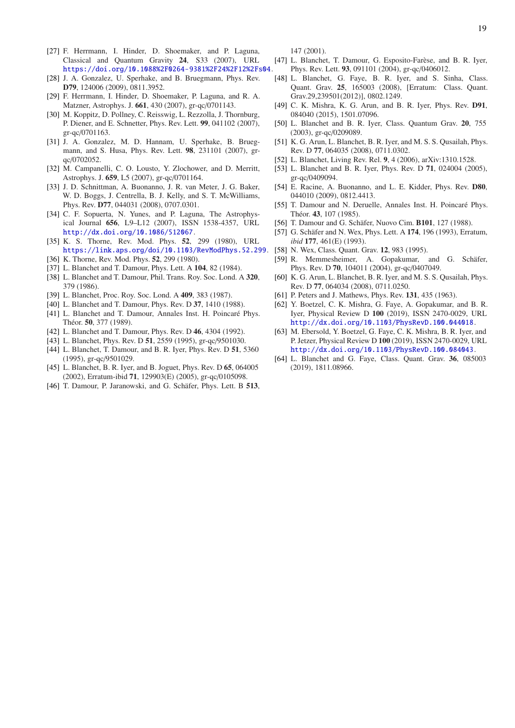[27] F. Herrmann, I. Hinder, D. Shoemaker, and P. Laguna, Classical and Quantum Gravity **24**, S33 (2007), URL https://doi.org/10.1088%2F0264-9381%2F24%2F12%2Fs04.

[28] J. A. Gonzalez, U. Sperhake, and B. Bruegmann, Phys. Rev. **D79**, 124006 (2009), 0811.3952.

[29] F. Herrmann, I. Hinder, D. Shoemaker, P. Laguna, and R. A. Matzner, Astrophys. J. **661**, 430 (2007), gr-qc/0701143.

[30] M. Koppitz, D. Pollney, C. Reisswig, L. Rezzolla, J. Thornburg, P. Diener, and E. Schnetter, Phys. Rev. Lett. **99**, 041102 (2007), gr-qc/0701163.

[31] J. A. Gonzalez, M. D. Hannam, U. Sperhake, B. Bruegmann, and S. Husa, Phys. Rev. Lett. **98**, 231101 (2007), gr-qc/0702052.

[32] M. Campanelli, C. O. Lousto, Y. Zlochower, and D. Merritt, Astrophys. J. **659**, L5 (2007), gr-qc/0701164.

[33] J. D. Schnittman, A. Buonanno, J. R. van Meter, J. G. Baker, W. D. Boggs, J. Centrella, B. J. Kelly, and S. T. McWilliams, Phys. Rev. **D77**, 044031 (2008), 0707.0301.

[34] C. F. Sopuerta, N. Yunes, and P. Laguna, The Astrophysical Journal **656**, L9–L12 (2007), ISSN 1538-4357, URL http://dx.doi.org/10.1086/512067.

[35] K. S. Thorne, Rev. Mod. Phys. **52**, 299 (1980), URL https://link.aps.org/doi/10.1103/RevModPhys.52.299.

[36] K. Thorne, Rev. Mod. Phys. **52**, 299 (1980).

[37] L. Blanchet and T. Damour, Phys. Lett. A **104**, 82 (1984).

[38] L. Blanchet and T. Damour, Phil. Trans. Roy. Soc. Lond. A **320**, 379 (1986).

[39] L. Blanchet, Proc. Roy. Soc. Lond. A **409**, 383 (1987).

[40] L. Blanchet and T. Damour, Phys. Rev. D **37**, 1410 (1988).

[41] L. Blanchet and T. Damour, Annales Inst. H. Poincaré Phys. Théor. **50**, 377 (1989).

[42] L. Blanchet and T. Damour, Phys. Rev. D **46**, 4304 (1992).

[43] L. Blanchet, Phys. Rev. D **51**, 2559 (1995), gr-qc/9501030.

[44] L. Blanchet, T. Damour, and B. R. Iyer, Phys. Rev. D **51**, 5360 (1995), gr-qc/9501029.

[45] L. Blanchet, B. R. Iyer, and B. Joguet, Phys. Rev. D **65**, 064005 (2002), Erratum-ibid **71**, 129903(E) (2005), gr-qc/0105098.

[46] T. Damour, P. Jaranowski, and G. Schäfer, Phys. Lett. B **513**, 147 (2001).

[47] L. Blanchet, T. Damour, G. Esposito-Farèse, and B. R. Iyer, Phys. Rev. Lett. **93**, 091101 (2004), gr-qc/0406012.

[48] L. Blanchet, G. Faye, B. R. Iyer, and S. Sinha, Class. Quant. Grav. **25**, 165003 (2008), [Erratum: Class. Quant. Grav.29,239501(2012)], 0802.1249.

[49] C. K. Mishra, K. G. Arun, and B. R. Iyer, Phys. Rev. **D91**, 084040 (2015), 1501.07096.

[50] L. Blanchet and B. R. Iyer, Class. Quantum Grav. **20**, 755 (2003), gr-qc/0209089.

[51] K. G. Arun, L. Blanchet, B. R. Iyer, and M. S. S. Qusailah, Phys. Rev. D **77**, 064035 (2008), 0711.0302.

[52] L. Blanchet, Living Rev. Rel. **9**, 4 (2006), arXiv:1310.1528.

[53] L. Blanchet and B. R. Iyer, Phys. Rev. D **71**, 024004 (2005), gr-qc/0409094.

[54] E. Racine, A. Buonanno, and L. E. Kidder, Phys. Rev. **D80**, 044010 (2009), 0812.4413.

[55] T. Damour and N. Deruelle, Annales Inst. H. Poincaré Phys. Théor. **43**, 107 (1985).

[56] T. Damour and G. Schäfer, Nuovo Cim. **B101**, 127 (1988).

[57] G. Schäfer and N. Wex, Phys. Lett. A **174**, 196 (1993), Erratum, *ibid* **177**, 461(E) (1993).

[58] N. Wex, Class. Quant. Grav. **12**, 983 (1995).

[59] R. Memmesheimer, A. Gopakumar, and G. Schäfer, Phys. Rev. D **70**, 104011 (2004), gr-qc/0407049.

[60] K. G. Arun, L. Blanchet, B. R. Iyer, and M. S. S. Qusailah, Phys. Rev. D **77**, 064034 (2008), 0711.0250.

[61] P. Peters and J. Mathews, Phys. Rev. **131**, 435 (1963).

[62] Y. Boetzel, C. K. Mishra, G. Faye, A. Gopakumar, and B. R. Iyer, Physical Review D **100** (2019), ISSN 2470-0029, URL http://dx.doi.org/10.1103/PhysRevD.100.044018.

[63] M. Ebersold, Y. Boetzel, G. Faye, C. K. Mishra, B. R. Iyer, and P. Jetzer, Physical Review D **100** (2019), ISSN 2470-0029, URL http://dx.doi.org/10.1103/PhysRevD.100.084043.

[64] L. Blanchet and G. Faye, Class. Quant. Grav. **36**, 085003 (2019), 1811.08966.